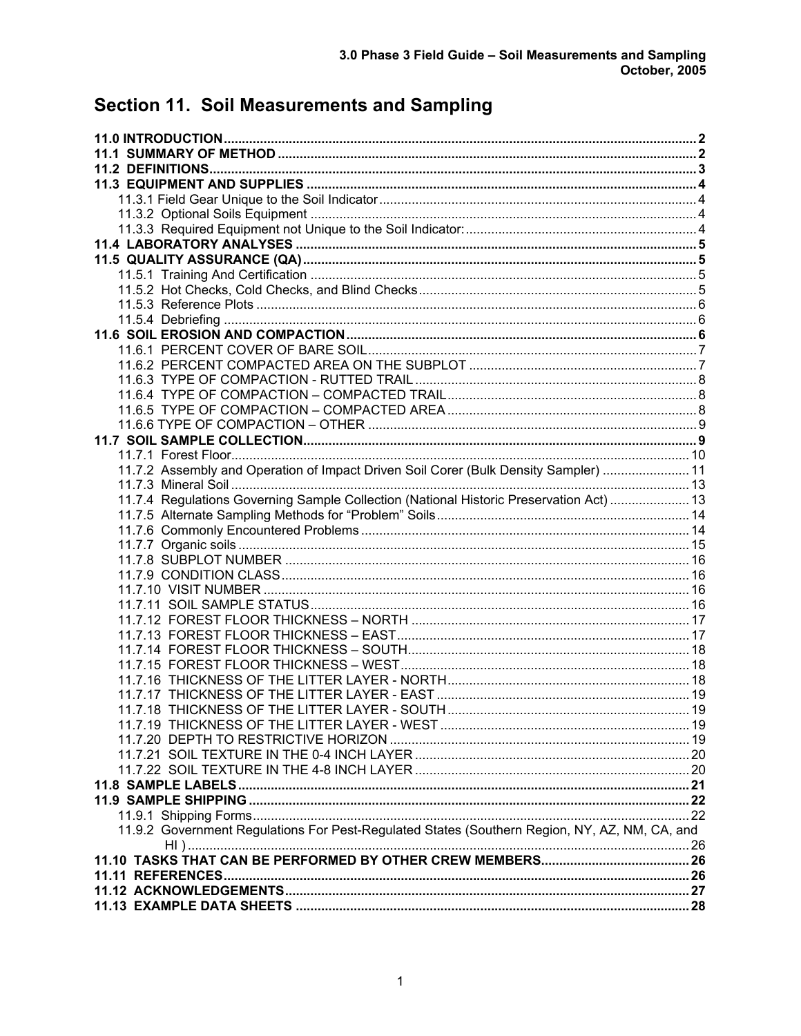# Section 11. Soil Measurements and Sampling

**11.0 INTRODUCTION** ........ 2
**11.1 SUMMARY OF METHOD** ........ 2
**11.2 DEFINITIONS** ........ 3
**11.3 EQUIPMENT AND SUPPLIES** ........ 4
- 11.3.1 Field Gear Unique to the Soil Indicator ........ 4
- 11.3.2 Optional Soils Equipment ........ 4
- 11.3.3 Required Equipment not Unique to the Soil Indicator: ........ 4

**11.4 LABORATORY ANALYSES** ........ 5
**11.5 QUALITY ASSURANCE (QA)** ........ 5
- 11.5.1 Training And Certification ........ 5
- 11.5.2 Hot Checks, Cold Checks, and Blind Checks ........ 5
- 11.5.3 Reference Plots ........ 6
- 11.5.4 Debriefing ........ 6

**11.6 SOIL EROSION AND COMPACTION** ........ 6
- 11.6.1 PERCENT COVER OF BARE SOIL ........ 7
- 11.6.2 PERCENT COMPACTED AREA ON THE SUBPLOT ........ 7
- 11.6.3 TYPE OF COMPACTION - RUTTED TRAIL ........ 8
- 11.6.4 TYPE OF COMPACTION – COMPACTED TRAIL ........ 8
- 11.6.5 TYPE OF COMPACTION – COMPACTED AREA ........ 8
- 11.6.6 TYPE OF COMPACTION – OTHER ........ 9

**11.7 SOIL SAMPLE COLLECTION** ........ 9
- 11.7.1 Forest Floor ........ 10
- 11.7.2 Assembly and Operation of Impact Driven Soil Corer (Bulk Density Sampler) ........ 11
- 11.7.3 Mineral Soil ........ 13
- 11.7.4 Regulations Governing Sample Collection (National Historic Preservation Act) ........ 13
- 11.7.5 Alternate Sampling Methods for "Problem" Soils ........ 14
- 11.7.6 Commonly Encountered Problems ........ 14
- 11.7.7 Organic soils ........ 15
- 11.7.8 SUBPLOT NUMBER ........ 16
- 11.7.9 CONDITION CLASS ........ 16
- 11.7.10 VISIT NUMBER ........ 16
- 11.7.11 SOIL SAMPLE STATUS ........ 16
- 11.7.12 FOREST FLOOR THICKNESS – NORTH ........ 17
- 11.7.13 FOREST FLOOR THICKNESS – EAST ........ 17
- 11.7.14 FOREST FLOOR THICKNESS – SOUTH ........ 18
- 11.7.15 FOREST FLOOR THICKNESS – WEST ........ 18
- 11.7.16 THICKNESS OF THE LITTER LAYER - NORTH ........ 18
- 11.7.17 THICKNESS OF THE LITTER LAYER - EAST ........ 19
- 11.7.18 THICKNESS OF THE LITTER LAYER - SOUTH ........ 19
- 11.7.19 THICKNESS OF THE LITTER HORIZON - WEST ........ 19
- 11.7.20 DEPTH TO RESTRICTIVE HORIZON ........ 19
- 11.7.21 SOIL TEXTURE IN THE 0-4 INCH LAYER ........ 20
- 11.7.22 SOIL TEXTURE IN THE 4-8 INCH LAYER ........ 20

**11.8 SAMPLE LABELS** ........ 21
**11.9 SAMPLE SHIPPING** ........ 22
- 11.9.1 Shipping Forms ........ 22
- 11.9.2 Government Regulations For Pest-Regulated States (Southern Region, NY, AZ, NM, CA, and HI ) ........ 26

**11.10 TASKS THAT CAN BE PERFORMED BY OTHER CREW MEMBERS** ........ 26
**11.11 REFERENCES** ........ 26
**11.12 ACKNOWLEDGEMENTS** ........ 27
**11.13 EXAMPLE DATA SHEETS** ........ 28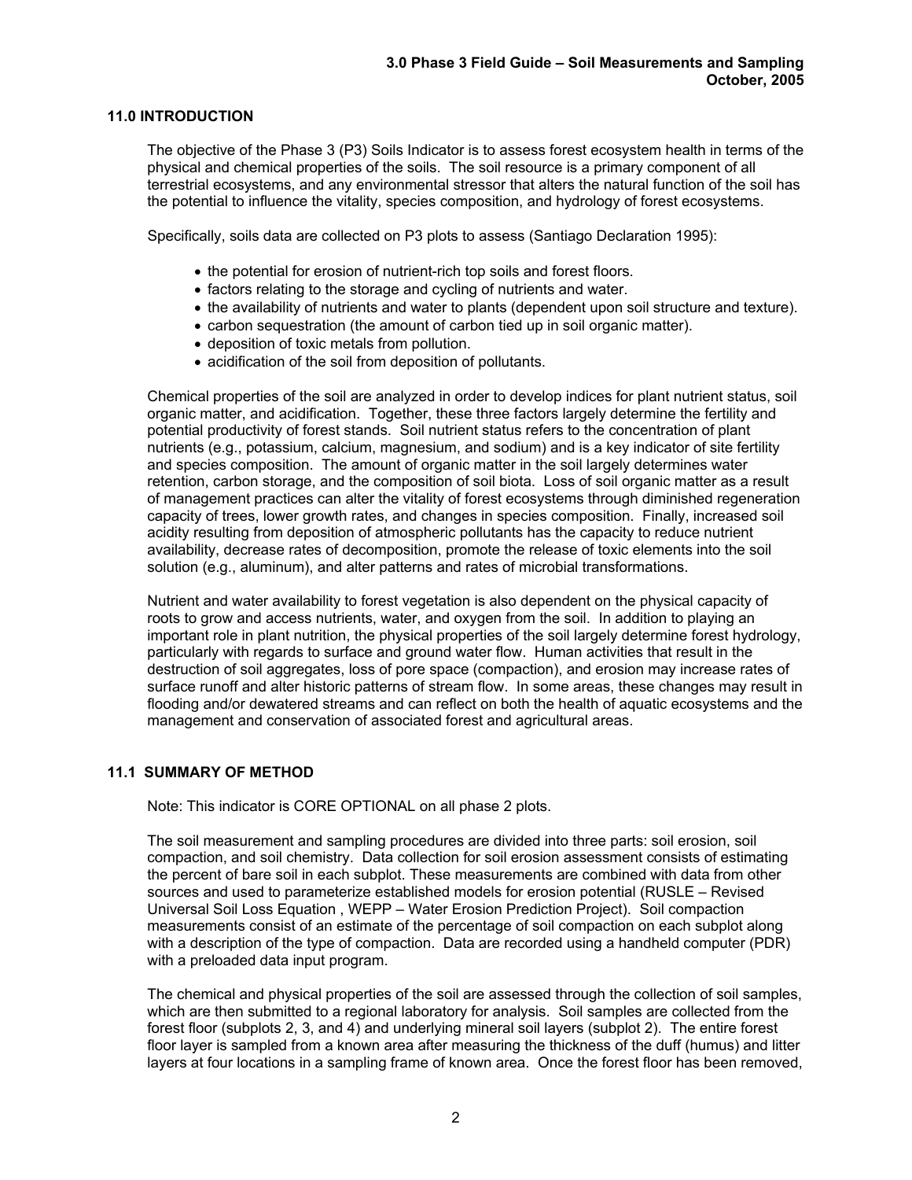## 11.0 INTRODUCTION

The objective of the Phase 3 (P3) Soils Indicator is to assess forest ecosystem health in terms of the physical and chemical properties of the soils. The soil resource is a primary component of all terrestrial ecosystems, and any environmental stressor that alters the natural function of the soil has the potential to influence the vitality, species composition, and hydrology of forest ecosystems.

Specifically, soils data are collected on P3 plots to assess (Santiago Declaration 1995):

- the potential for erosion of nutrient-rich top soils and forest floors.
- factors relating to the storage and cycling of nutrients and water.
- the availability of nutrients and water to plants (dependent upon soil structure and texture).
- carbon sequestration (the amount of carbon tied up in soil organic matter).
- deposition of toxic metals from pollution.
- acidification of the soil from deposition of pollutants.

Chemical properties of the soil are analyzed in order to develop indices for plant nutrient status, soil organic matter, and acidification. Together, these three factors largely determine the fertility and potential productivity of forest stands. Soil nutrient status refers to the concentration of plant nutrients (e.g., potassium, calcium, magnesium, and sodium) and is a key indicator of site fertility and species composition. The amount of organic matter in the soil largely determines water retention, carbon storage, and the composition of soil biota. Loss of soil organic matter as a result of management practices can alter the vitality of forest ecosystems through diminished regeneration capacity of trees, lower growth rates, and changes in species composition. Finally, increased soil acidity resulting from deposition of atmospheric pollutants has the capacity to reduce nutrient availability, decrease rates of decomposition, promote the release of toxic elements into the soil solution (e.g., aluminum), and alter patterns and rates of microbial transformations.

Nutrient and water availability to forest vegetation is also dependent on the physical capacity of roots to grow and access nutrients, water, and oxygen from the soil. In addition to playing an important role in plant nutrition, the physical properties of the soil largely determine forest hydrology, particularly with regards to surface and ground water flow. Human activities that result in the destruction of soil aggregates, loss of pore space (compaction), and erosion may increase rates of surface runoff and alter historic patterns of stream flow. In some areas, these changes may result in flooding and/or dewatered streams and can reflect on both the health of aquatic ecosystems and the management and conservation of associated forest and agricultural areas.

## 11.1 SUMMARY OF METHOD

Note: This indicator is CORE OPTIONAL on all phase 2 plots.

The soil measurement and sampling procedures are divided into three parts: soil erosion, soil compaction, and soil chemistry. Data collection for soil erosion assessment consists of estimating the percent of bare soil in each subplot. These measurements are combined with data from other sources and used to parameterize established models for erosion potential (RUSLE – Revised Universal Soil Loss Equation , WEPP – Water Erosion Prediction Project). Soil compaction measurements consist of an estimate of the percentage of soil compaction on each subplot along with a description of the type of compaction. Data are recorded using a handheld computer (PDR) with a preloaded data input program.

The chemical and physical properties of the soil are assessed through the collection of soil samples, which are then submitted to a regional laboratory for analysis. Soil samples are collected from the forest floor (subplots 2, 3, and 4) and underlying mineral soil layers (subplot 2). The entire forest floor layer is sampled from a known area after measuring the thickness of the duff (humus) and litter layers at four locations in a sampling frame of known area. Once the forest floor has been removed,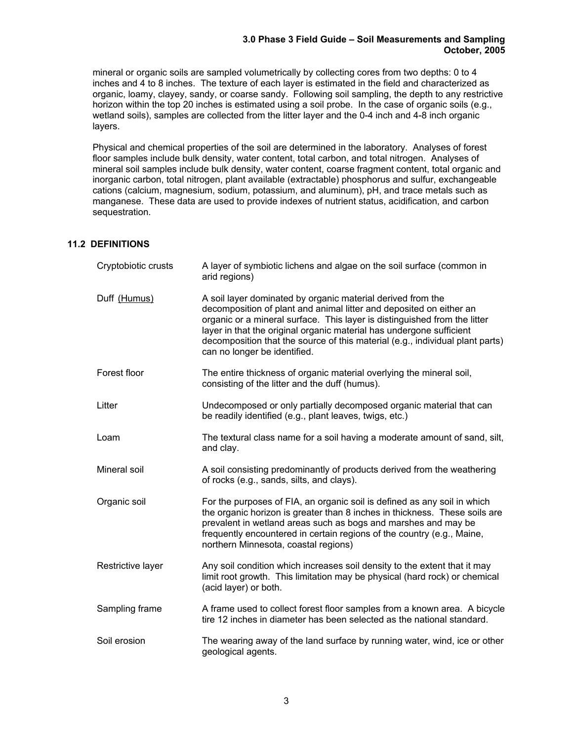mineral or organic soils are sampled volumetrically by collecting cores from two depths: 0 to 4 inches and 4 to 8 inches. The texture of each layer is estimated in the field and characterized as organic, loamy, clayey, sandy, or coarse sandy. Following soil sampling, the depth to any restrictive horizon within the top 20 inches is estimated using a soil probe. In the case of organic soils (e.g., wetland soils), samples are collected from the litter layer and the 0-4 inch and 4-8 inch organic layers.

Physical and chemical properties of the soil are determined in the laboratory. Analyses of forest floor samples include bulk density, water content, total carbon, and total nitrogen. Analyses of mineral soil samples include bulk density, water content, coarse fragment content, total organic and inorganic carbon, total nitrogen, plant available (extractable) phosphorus and sulfur, exchangeable cations (calcium, magnesium, sodium, potassium, and aluminum), pH, and trace metals such as manganese. These data are used to provide indexes of nutrient status, acidification, and carbon sequestration.

## 11.2 DEFINITIONS

| | |
|---|---|
| Cryptobiotic crusts | A layer of symbiotic lichens and algae on the soil surface (common in arid regions) |
| Duff (Humus) | A soil layer dominated by organic material derived from the decomposition of plant and animal litter and deposited on either an organic or a mineral surface. This layer is distinguished from the litter layer in that the original organic material has undergone sufficient decomposition that the source of this material (e.g., individual plant parts) can no longer be identified. |
| Forest floor | The entire thickness of organic material overlying the mineral soil, consisting of the litter and the duff (humus). |
| Litter | Undecomposed or only partially decomposed organic material that can be readily identified (e.g., plant leaves, twigs, etc.) |
| Loam | The textural class name for a soil having a moderate amount of sand, silt, and clay. |
| Mineral soil | A soil consisting predominantly of products derived from the weathering of rocks (e.g., sands, silts, and clays). |
| Organic soil | For the purposes of FIA, an organic soil is defined as any soil in which the organic horizon is greater than 8 inches in thickness. These soils are prevalent in wetland areas such as bogs and marshes and may be frequently encountered in certain regions of the country (e.g., Maine, northern Minnesota, coastal regions) |
| Restrictive layer | Any soil condition which increases soil density to the extent that it may limit root growth. This limitation may be physical (hard rock) or chemical (acid layer) or both. |
| Sampling frame | A frame used to collect forest floor samples from a known area. A bicycle tire 12 inches in diameter has been selected as the national standard. |
| Soil erosion | The wearing away of the land surface by running water, wind, ice or other geological agents. |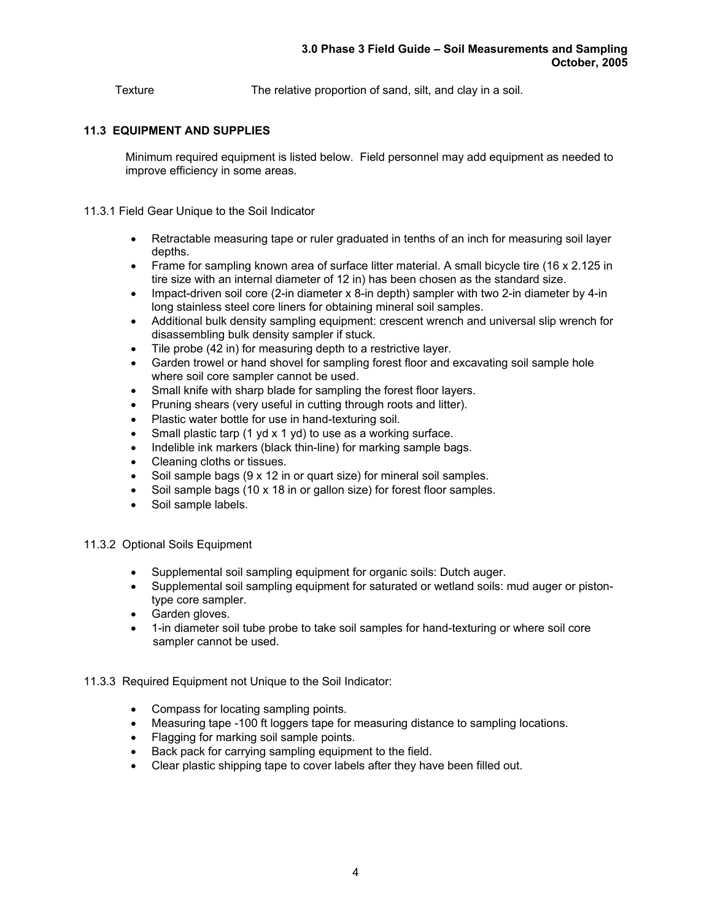Texture The relative proportion of sand, silt, and clay in a soil.

## 11.3 EQUIPMENT AND SUPPLIES

Minimum required equipment is listed below. Field personnel may add equipment as needed to improve efficiency in some areas.

### 11.3.1 Field Gear Unique to the Soil Indicator

- Retractable measuring tape or ruler graduated in tenths of an inch for measuring soil layer depths.
- Frame for sampling known area of surface litter material. A small bicycle tire (16 x 2.125 in tire size with an internal diameter of 12 in) has been chosen as the standard size.
- Impact-driven soil core (2-in diameter x 8-in depth) sampler with two 2-in diameter by 4-in long stainless steel core liners for obtaining mineral soil samples.
- Additional bulk density sampling equipment: crescent wrench and universal slip wrench for disassembling bulk density sampler if stuck.
- Tile probe (42 in) for measuring depth to a restrictive layer.
- Garden trowel or hand shovel for sampling forest floor and excavating soil sample hole where soil core sampler cannot be used.
- Small knife with sharp blade for sampling the forest floor layers.
- Pruning shears (very useful in cutting through roots and litter).
- Plastic water bottle for use in hand-texturing soil.
- Small plastic tarp (1 yd x 1 yd) to use as a working surface.
- Indelible ink markers (black thin-line) for marking sample bags.
- Cleaning cloths or tissues.
- Soil sample bags (9 x 12 in or quart size) for mineral soil samples.
- Soil sample bags (10 x 18 in or gallon size) for forest floor samples.
- Soil sample labels.

### 11.3.2 Optional Soils Equipment

- Supplemental soil sampling equipment for organic soils: Dutch auger.
- Supplemental soil sampling equipment for saturated or wetland soils: mud auger or piston-type core sampler.
- Garden gloves.
- 1-in diameter soil tube probe to take soil samples for hand-texturing or where soil core sampler cannot be used.

### 11.3.3 Required Equipment not Unique to the Soil Indicator:

- Compass for locating sampling points.
- Measuring tape -100 ft loggers tape for measuring distance to sampling locations.
- Flagging for marking soil sample points.
- Back pack for carrying sampling equipment to the field.
- Clear plastic shipping tape to cover labels after they have been filled out.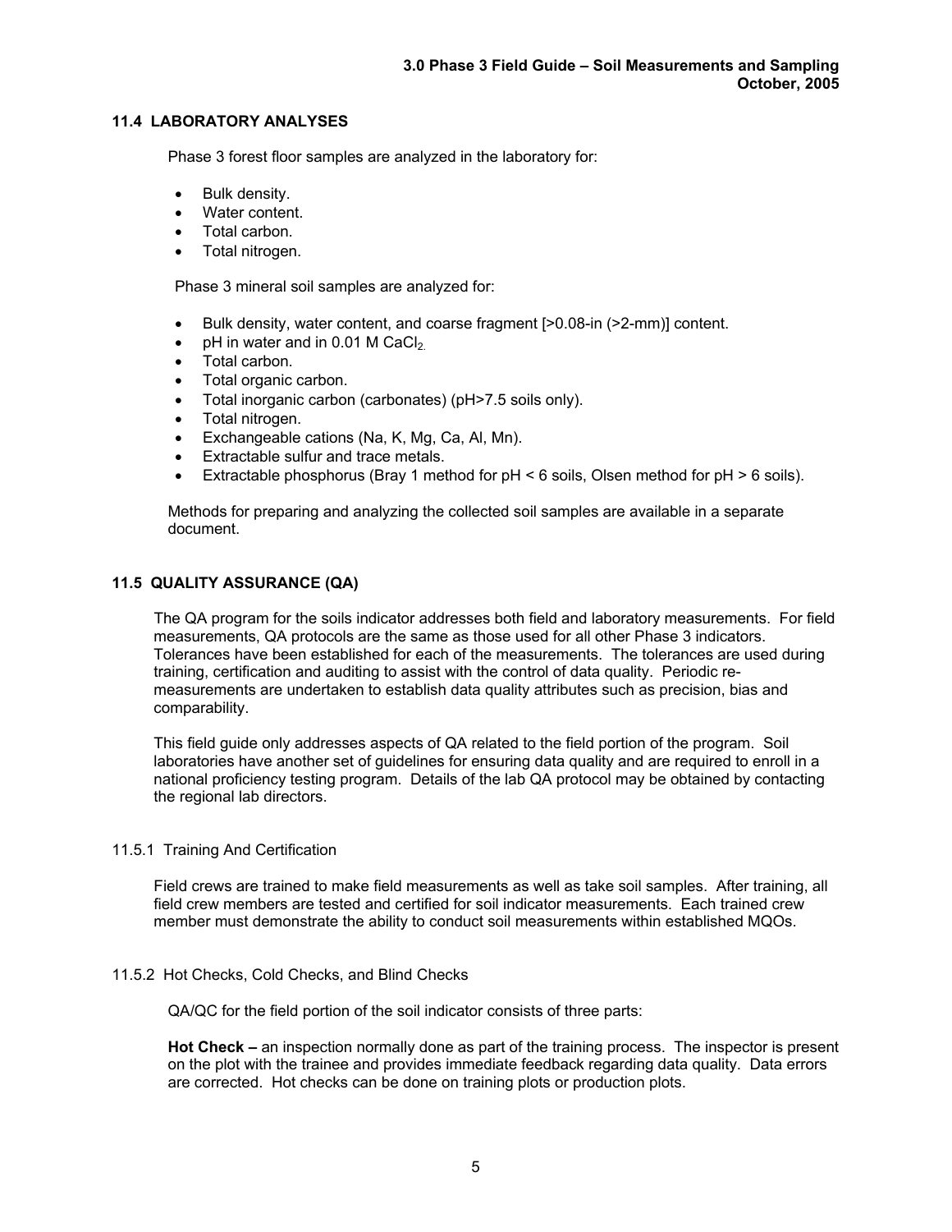## 11.4 LABORATORY ANALYSES

Phase 3 forest floor samples are analyzed in the laboratory for:

- Bulk density.
- Water content.
- Total carbon.
- Total nitrogen.

Phase 3 mineral soil samples are analyzed for:

- Bulk density, water content, and coarse fragment [>0.08-in (>2-mm)] content.
- pH in water and in 0.01 M $CaCl_2$.
- Total carbon.
- Total organic carbon.
- Total inorganic carbon (carbonates) (pH>7.5 soils only).
- Total nitrogen.
- Exchangeable cations (Na, K, Mg, Ca, Al, Mn).
- Extractable sulfur and trace metals.
- Extractable phosphorus (Bray 1 method for pH < 6 soils, Olsen method for pH > 6 soils).

Methods for preparing and analyzing the collected soil samples are available in a separate document.

## 11.5 QUALITY ASSURANCE (QA)

The QA program for the soils indicator addresses both field and laboratory measurements. For field measurements, QA protocols are the same as those used for all other Phase 3 indicators. Tolerances have been established for each of the measurements. The tolerances are used during training, certification and auditing to assist with the control of data quality. Periodic re-measurements are undertaken to establish data quality attributes such as precision, bias and comparability.

This field guide only addresses aspects of QA related to the field portion of the program. Soil laboratories have another set of guidelines for ensuring data quality and are required to enroll in a national proficiency testing program. Details of the lab QA protocol may be obtained by contacting the regional lab directors.

### 11.5.1 Training And Certification

Field crews are trained to make field measurements as well as take soil samples. After training, all field crew members are tested and certified for soil indicator measurements. Each trained crew member must demonstrate the ability to conduct soil measurements within established MQOs.

### 11.5.2 Hot Checks, Cold Checks, and Blind Checks

QA/QC for the field portion of the soil indicator consists of three parts:

**Hot Check –** an inspection normally done as part of the training process. The inspector is present on the plot with the trainee and provides immediate feedback regarding data quality. Data errors are corrected. Hot checks can be done on training plots or production plots.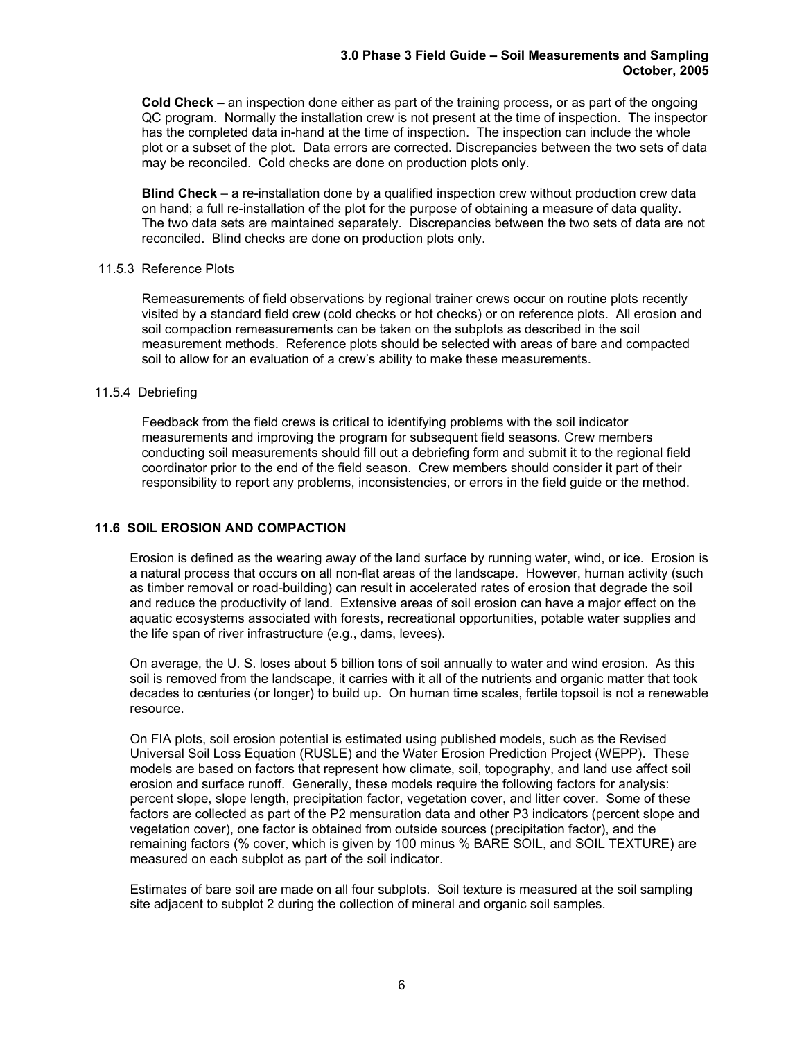**Cold Check –** an inspection done either as part of the training process, or as part of the ongoing QC program. Normally the installation crew is not present at the time of inspection. The inspector has the completed data in-hand at the time of inspection. The inspection can include the whole plot or a subset of the plot. Data errors are corrected. Discrepancies between the two sets of data may be reconciled. Cold checks are done on production plots only.

**Blind Check** – a re-installation done by a qualified inspection crew without production crew data on hand; a full re-installation of the plot for the purpose of obtaining a measure of data quality. The two data sets are maintained separately. Discrepancies between the two sets of data are not reconciled. Blind checks are done on production plots only.

### 11.5.3 Reference Plots

Remeasurements of field observations by regional trainer crews occur on routine plots recently visited by a standard field crew (cold checks or hot checks) or on reference plots. All erosion and soil compaction remeasurements can be taken on the subplots as described in the soil measurement methods. Reference plots should be selected with areas of bare and compacted soil to allow for an evaluation of a crew's ability to make these measurements.

### 11.5.4 Debriefing

Feedback from the field crews is critical to identifying problems with the soil indicator measurements and improving the program for subsequent field seasons. Crew members conducting soil measurements should fill out a debriefing form and submit it to the regional field coordinator prior to the end of the field season. Crew members should consider it part of their responsibility to report any problems, inconsistencies, or errors in the field guide or the method.

## 11.6 SOIL EROSION AND COMPACTION

Erosion is defined as the wearing away of the land surface by running water, wind, or ice. Erosion is a natural process that occurs on all non-flat areas of the landscape. However, human activity (such as timber removal or road-building) can result in accelerated rates of erosion that degrade the soil and reduce the productivity of land. Extensive areas of soil erosion can have a major effect on the aquatic ecosystems associated with forests, recreational opportunities, potable water supplies and the life span of river infrastructure (e.g., dams, levees).

On average, the U. S. loses about 5 billion tons of soil annually to water and wind erosion. As this soil is removed from the landscape, it carries with it all of the nutrients and organic matter that took decades to centuries (or longer) to build up. On human time scales, fertile topsoil is not a renewable resource.

On FIA plots, soil erosion potential is estimated using published models, such as the Revised Universal Soil Loss Equation (RUSLE) and the Water Erosion Prediction Project (WEPP). These models are based on factors that represent how climate, soil, topography, and land use affect soil erosion and surface runoff. Generally, these models require the following factors for analysis: percent slope, slope length, precipitation factor, vegetation cover, and litter cover. Some of these factors are collected as part of the P2 mensuration data and other P3 indicators (percent slope and vegetation cover), one factor is obtained from outside sources (precipitation factor), and the remaining factors (% cover, which is given by 100 minus % BARE SOIL, and SOIL TEXTURE) are measured on each subplot as part of the soil indicator.

Estimates of bare soil are made on all four subplots. Soil texture is measured at the soil sampling site adjacent to subplot 2 during the collection of mineral and organic soil samples.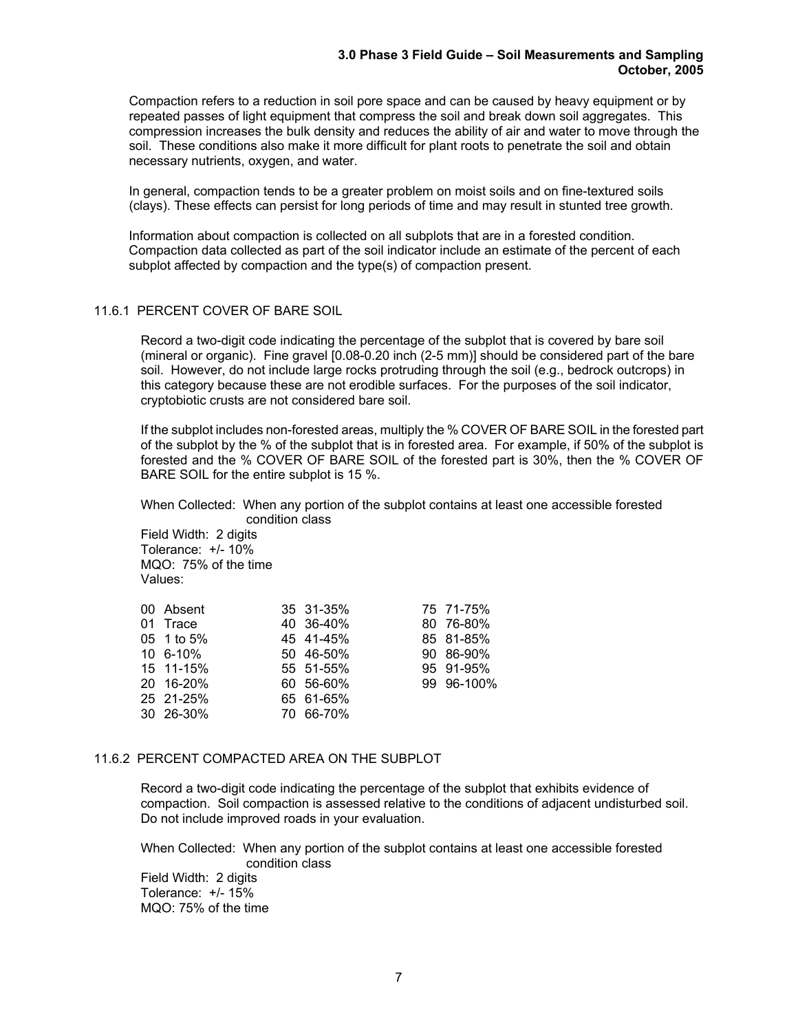Compaction refers to a reduction in soil pore space and can be caused by heavy equipment or by repeated passes of light equipment that compress the soil and break down soil aggregates. This compression increases the bulk density and reduces the ability of air and water to move through the soil. These conditions also make it more difficult for plant roots to penetrate the soil and obtain necessary nutrients, oxygen, and water.

In general, compaction tends to be a greater problem on moist soils and on fine-textured soils (clays). These effects can persist for long periods of time and may result in stunted tree growth.

Information about compaction is collected on all subplots that are in a forested condition. Compaction data collected as part of the soil indicator include an estimate of the percent of each subplot affected by compaction and the type(s) of compaction present.

### 11.6.1 PERCENT COVER OF BARE SOIL

Record a two-digit code indicating the percentage of the subplot that is covered by bare soil (mineral or organic). Fine gravel [0.08-0.20 inch (2-5 mm)] should be considered part of the bare soil. However, do not include large rocks protruding through the soil (e.g., bedrock outcrops) in this category because these are not erodible surfaces. For the purposes of the soil indicator, cryptobiotic crusts are not considered bare soil.

If the subplot includes non-forested areas, multiply the % COVER OF BARE SOIL in the forested part of the subplot by the % of the subplot that is in forested area. For example, if 50% of the subplot is forested and the % COVER OF BARE SOIL of the forested part is 30%, then the % COVER OF BARE SOIL for the entire subplot is 15 %.

When Collected: When any portion of the subplot contains at least one accessible forested condition class
Field Width: 2 digits
Tolerance: +/- 10%
MQO: 75% of the time
Values:

| | | | | | |
|---|---|---|---|---|---|
| 00 | Absent | 35 | 31-35% | 75 | 71-75% |
| 01 | Trace | 40 | 36-40% | 80 | 76-80% |
| 05 | 1 to 5% | 45 | 41-45% | 85 | 81-85% |
| 10 | 6-10% | 50 | 46-50% | 90 | 86-90% |
| 15 | 11-15% | 55 | 51-55% | 95 | 91-95% |
| 20 | 16-20% | 60 | 56-60% | 99 | 96-100% |
| 25 | 21-25% | 65 | 61-65% | | |
| 30 | 26-30% | 70 | 66-70% | | |

### 11.6.2 PERCENT COMPACTED AREA ON THE SUBPLOT

Record a two-digit code indicating the percentage of the subplot that exhibits evidence of compaction. Soil compaction is assessed relative to the conditions of adjacent undisturbed soil. Do not include improved roads in your evaluation.

When Collected: When any portion of the subplot contains at least one accessible forested condition class
Field Width: 2 digits
Tolerance: +/- 15%
MQO: 75% of the time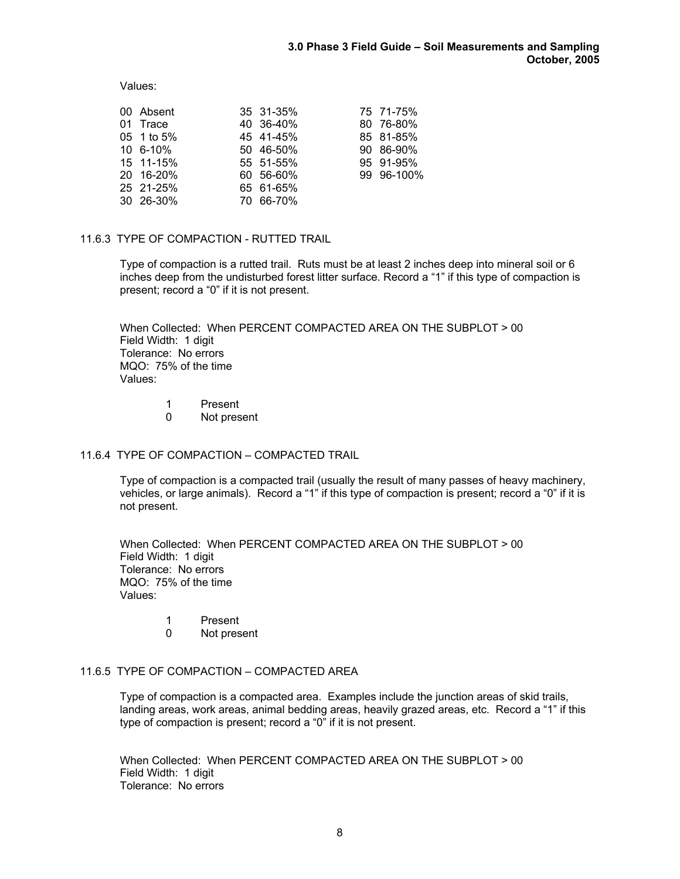Values:

| | | |
|---|---|---|
| 00 Absent | 35 31-35% | 75 71-75% |
| 01 Trace | 40 36-40% | 80 76-80% |
| 05 1 to 5% | 45 41-45% | 85 81-85% |
| 10 6-10% | 50 46-50% | 90 86-90% |
| 15 11-15% | 55 51-55% | 95 91-95% |
| 20 16-20% | 60 56-60% | 99 96-100% |
| 25 21-25% | 65 61-65% | |
| 30 26-30% | 70 66-70% | |

### 11.6.3 TYPE OF COMPACTION - RUTTED TRAIL

Type of compaction is a rutted trail. Ruts must be at least 2 inches deep into mineral soil or 6 inches deep from the undisturbed forest litter surface. Record a "1" if this type of compaction is present; record a "0" if it is not present.

When Collected: When PERCENT COMPACTED AREA ON THE SUBPLOT > 00
Field Width: 1 digit
Tolerance: No errors
MQO: 75% of the time
Values:

| | |
|---|---|
| 1 | Present |
| 0 | Not present |

### 11.6.4 TYPE OF COMPACTION – COMPACTED TRAIL

Type of compaction is a compacted trail (usually the result of many passes of heavy machinery, vehicles, or large animals). Record a "1" if this type of compaction is present; record a "0" if it is not present.

When Collected: When PERCENT COMPACTED AREA ON THE SUBPLOT > 00
Field Width: 1 digit
Tolerance: No errors
MQO: 75% of the time
Values:

| | |
|---|---|
| 1 | Present |
| 0 | Not present |

### 11.6.5 TYPE OF COMPACTION – COMPACTED AREA

Type of compaction is a compacted area. Examples include the junction areas of skid trails, landing areas, work areas, animal bedding areas, heavily grazed areas, etc. Record a "1" if this type of compaction is present; record a "0" if it is not present.

When Collected: When PERCENT COMPACTED AREA ON THE SUBPLOT > 00
Field Width: 1 digit
Tolerance: No errors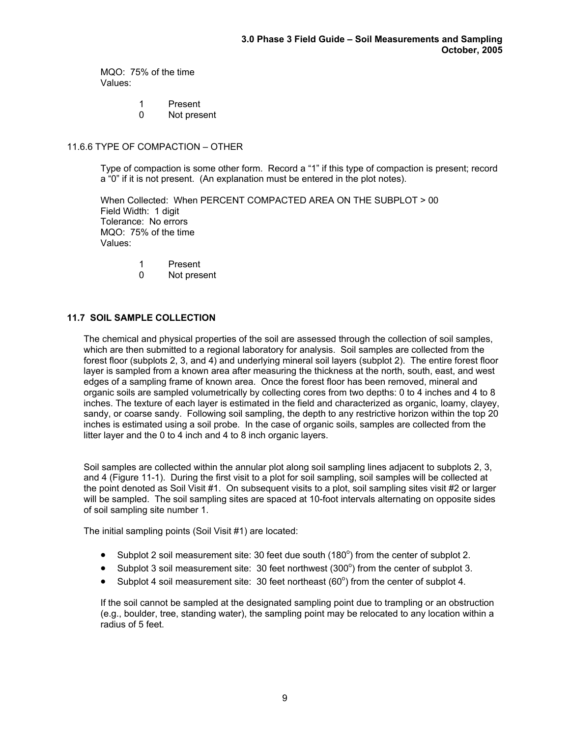MQO: 75% of the time
Values:

- 1 Present
- 0 Not present

### 11.6.6 TYPE OF COMPACTION – OTHER

Type of compaction is some other form. Record a "1" if this type of compaction is present; record a "0" if it is not present. (An explanation must be entered in the plot notes).

When Collected: When PERCENT COMPACTED AREA ON THE SUBPLOT > 00
Field Width: 1 digit
Tolerance: No errors
MQO: 75% of the time
Values:

- 1 Present
- 0 Not present

## 11.7 SOIL SAMPLE COLLECTION

The chemical and physical properties of the soil are assessed through the collection of soil samples, which are then submitted to a regional laboratory for analysis. Soil samples are collected from the forest floor (subplots 2, 3, and 4) and underlying mineral soil layers (subplot 2). The entire forest floor layer is sampled from a known area after measuring the thickness at the north, south, east, and west edges of a sampling frame of known area. Once the forest floor has been removed, mineral and organic soils are sampled volumetrically by collecting cores from two depths: 0 to 4 inches and 4 to 8 inches. The texture of each layer is estimated in the field and characterized as organic, loamy, clayey, sandy, or coarse sandy. Following soil sampling, the depth to any restrictive horizon within the top 20 inches is estimated using a soil probe. In the case of organic soils, samples are collected from the litter layer and the 0 to 4 inch and 4 to 8 inch organic layers.

Soil samples are collected within the annular plot along soil sampling lines adjacent to subplots 2, 3, and 4 (Figure 11-1). During the first visit to a plot for soil sampling, soil samples will be collected at the point denoted as Soil Visit #1. On subsequent visits to a plot, soil sampling sites visit #2 or larger will be sampled. The soil sampling sites are spaced at 10-foot intervals alternating on opposite sides of soil sampling site number 1.

The initial sampling points (Soil Visit #1) are located:

- Subplot 2 soil measurement site: 30 feet due south (180°) from the center of subplot 2.
- Subplot 3 soil measurement site: 30 feet northwest (300°) from the center of subplot 3.
- Subplot 4 soil measurement site: 30 feet northeast (60°) from the center of subplot 4.

If the soil cannot be sampled at the designated sampling point due to trampling or an obstruction (e.g., boulder, tree, standing water), the sampling point may be relocated to any location within a radius of 5 feet.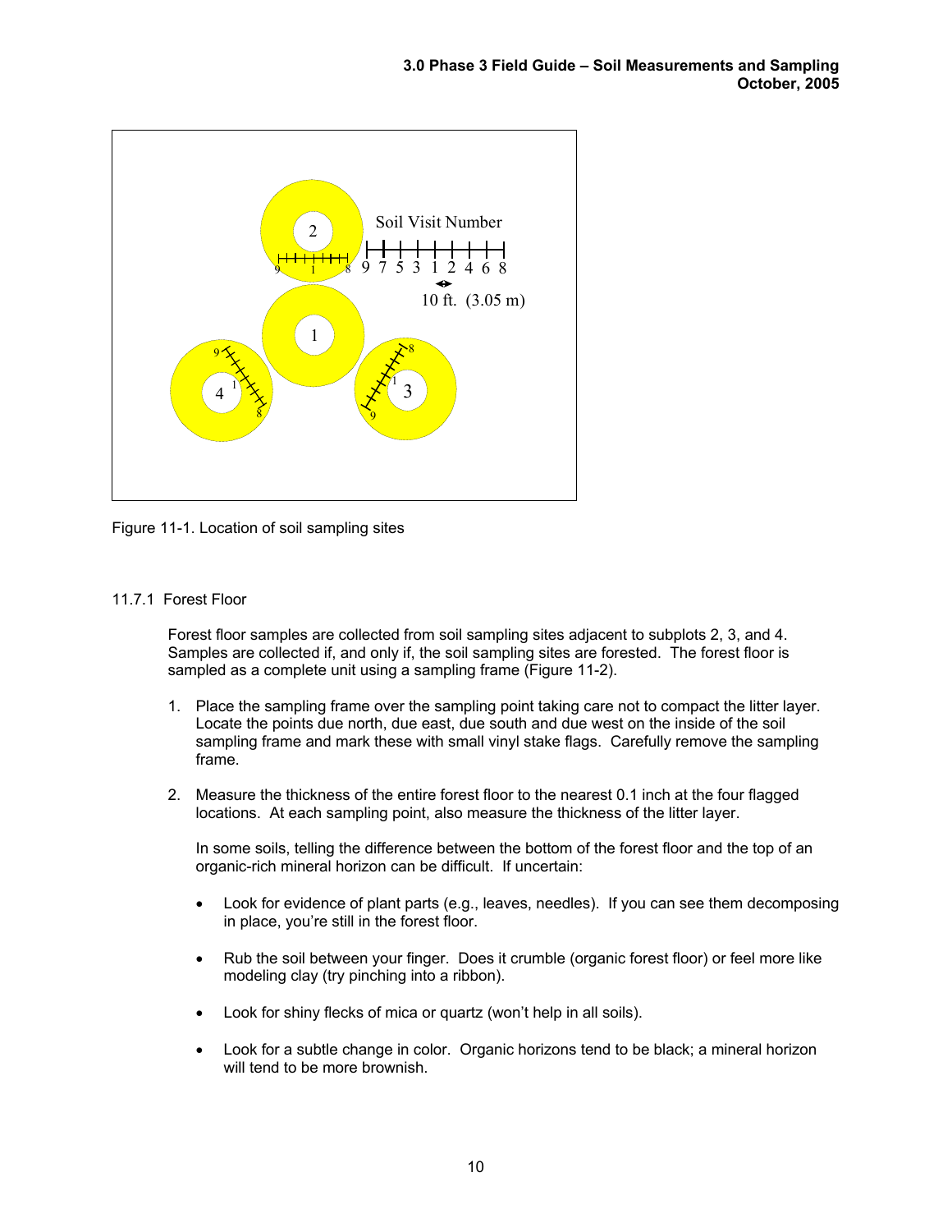Figure 11-1. Location of soil sampling sites

11.7.1 Forest Floor

Forest floor samples are collected from soil sampling sites adjacent to subplots 2, 3, and 4. Samples are collected if, and only if, the soil sampling sites are forested. The forest floor is sampled as a complete unit using a sampling frame (Figure 11-2).

1. Place the sampling frame over the sampling point taking care not to compact the litter layer. Locate the points due north, due east, due south and due west on the inside of the soil sampling frame and mark these with small vinyl stake flags. Carefully remove the sampling frame.

2. Measure the thickness of the entire forest floor to the nearest 0.1 inch at the four flagged locations. At each sampling point, also measure the thickness of the litter layer.

   In some soils, telling the difference between the bottom of the forest floor and the top of an organic-rich mineral horizon can be difficult. If uncertain:

   - Look for evidence of plant parts (e.g., leaves, needles). If you can see them decomposing in place, you're still in the forest floor.

   - Rub the soil between your finger. Does it crumble (organic forest floor) or feel more like modeling clay (try pinching into a ribbon).

   - Look for shiny flecks of mica or quartz (won't help in all soils).

   - Look for a subtle change in color. Organic horizons tend to be black; a mineral horizon will tend to be more brownish.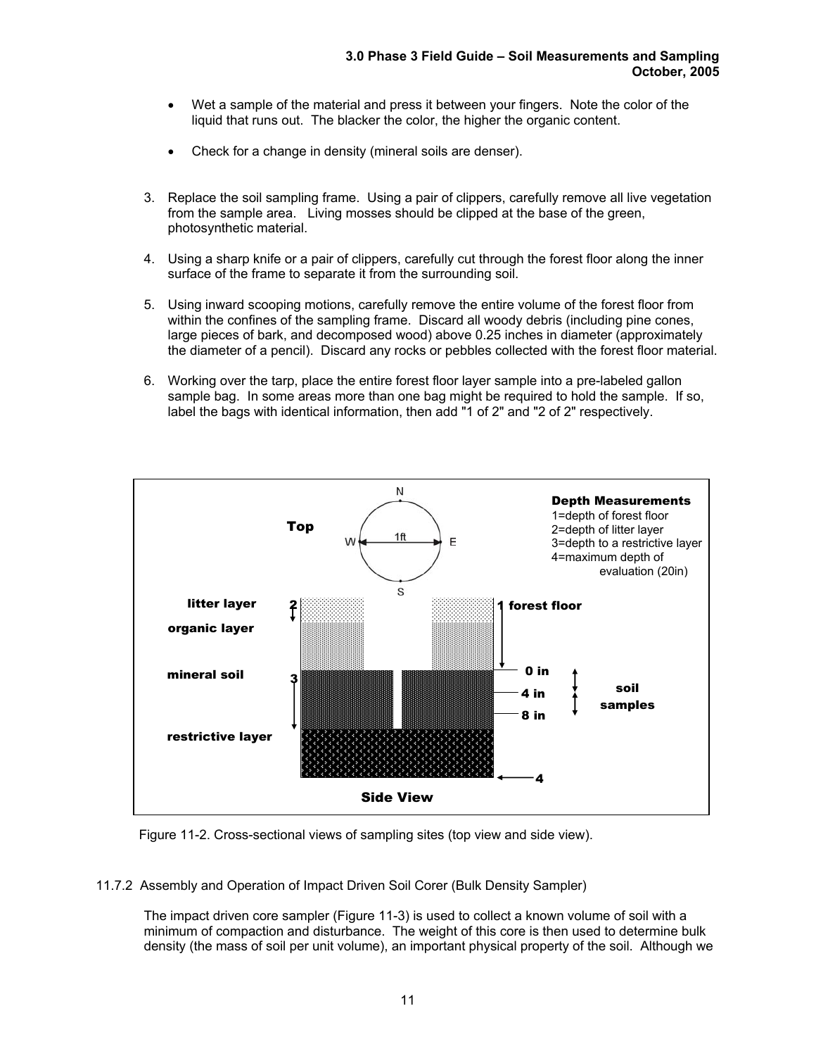- Wet a sample of the material and press it between your fingers. Note the color of the liquid that runs out. The blacker the color, the higher the organic content.

- Check for a change in density (mineral soils are denser).

3. Replace the soil sampling frame. Using a pair of clippers, carefully remove all live vegetation from the sample area. Living mosses should be clipped at the base of the green, photosynthetic material.

4. Using a sharp knife or a pair of clippers, carefully cut through the forest floor along the inner surface of the frame to separate it from the surrounding soil.

5. Using inward scooping motions, carefully remove the entire volume of the forest floor from within the confines of the sampling frame. Discard all woody debris (including pine cones, large pieces of bark, and decomposed wood) above 0.25 inches in diameter (approximately the diameter of a pencil). Discard any rocks or pebbles collected with the forest floor material.

6. Working over the tarp, place the entire forest floor layer sample into a pre-labeled gallon sample bag. In some areas more than one bag might be required to hold the sample. If so, label the bags with identical information, then add "1 of 2" and "2 of 2" respectively.

**Top**

**Depth Measurements**
1=depth of forest floor
2=depth of litter layer
3=depth to a restrictive layer
4=maximum depth of evaluation (20in)

**litter layer** **organic layer** **mineral soil** **restrictive layer** **forest floor** **0 in** **4 in** **8 in** **soil samples**

**Side View**

Figure 11-2. Cross-sectional views of sampling sites (top view and side view).

### 11.7.2 Assembly and Operation of Impact Driven Soil Corer (Bulk Density Sampler)

The impact driven core sampler (Figure 11-3) is used to collect a known volume of soil with a minimum of compaction and disturbance. The weight of this core is then used to determine bulk density (the mass of soil per unit volume), an important physical property of the soil. Although we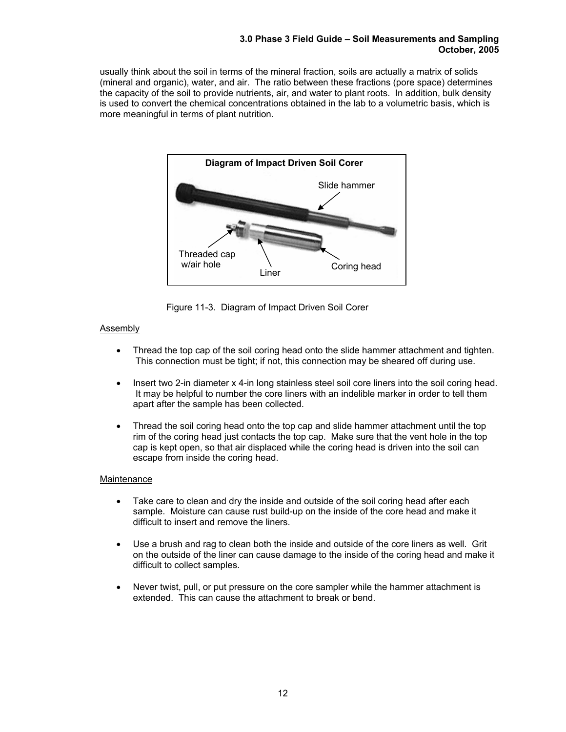usually think about the soil in terms of the mineral fraction, soils are actually a matrix of solids (mineral and organic), water, and air. The ratio between these fractions (pore space) determines the capacity of the soil to provide nutrients, air, and water to plant roots. In addition, bulk density is used to convert the chemical concentrations obtained in the lab to a volumetric basis, which is more meaningful in terms of plant nutrition.

**Diagram of Impact Driven Soil Corer**

Slide hammer

Threaded cap w/air hole

Liner

Coring head

Figure 11-3. Diagram of Impact Driven Soil Corer

Assembly

- Thread the top cap of the soil coring head onto the slide hammer attachment and tighten. This connection must be tight; if not, this connection may be sheared off during use.
- Insert two 2-in diameter x 4-in long stainless steel soil core liners into the soil coring head. It may be helpful to number the core liners with an indelible marker in order to tell them apart after the sample has been collected.
- Thread the soil coring head onto the top cap and slide hammer attachment until the top rim of the coring head just contacts the top cap. Make sure that the vent hole in the top cap is kept open, so that air displaced while the coring head is driven into the soil can escape from inside the coring head.

Maintenance

- Take care to clean and dry the inside and outside of the soil coring head after each sample. Moisture can cause rust build-up on the inside of the core head and make it difficult to insert and remove the liners.
- Use a brush and rag to clean both the inside and outside of the core liners as well. Grit on the outside of the liner can cause damage to the inside of the coring head and make it difficult to collect samples.
- Never twist, pull, or put pressure on the core sampler while the hammer attachment is extended. This can cause the attachment to break or bend.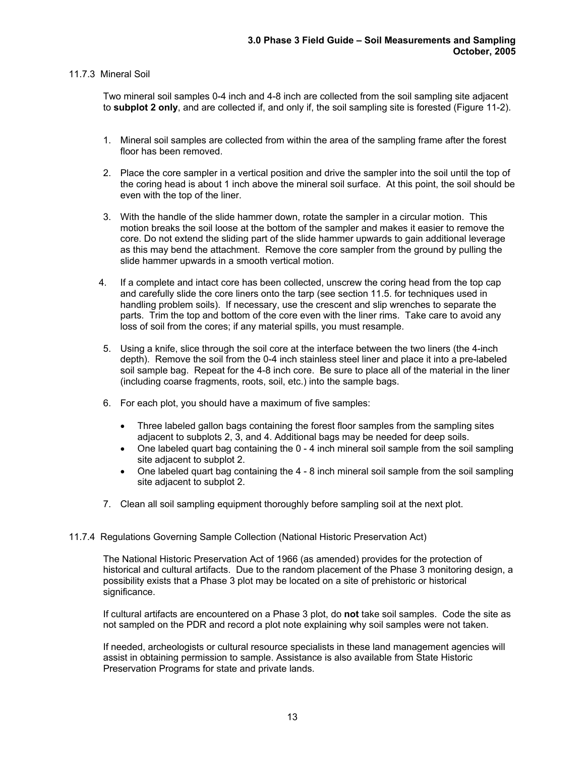### 11.7.3 Mineral Soil

Two mineral soil samples 0-4 inch and 4-8 inch are collected from the soil sampling site adjacent to **subplot 2 only**, and are collected if, and only if, the soil sampling site is forested (Figure 11-2).

1. Mineral soil samples are collected from within the area of the sampling frame after the forest floor has been removed.
2. Place the core sampler in a vertical position and drive the sampler into the soil until the top of the coring head is about 1 inch above the mineral soil surface. At this point, the soil should be even with the top of the liner.
3. With the handle of the slide hammer down, rotate the sampler in a circular motion. This motion breaks the soil loose at the bottom of the sampler and makes it easier to remove the core. Do not extend the sliding part of the slide hammer upwards to gain additional leverage as this may bend the attachment. Remove the core sampler from the ground by pulling the slide hammer upwards in a smooth vertical motion.
4. If a complete and intact core has been collected, unscrew the coring head from the top cap and carefully slide the core liners onto the tarp (see section 11.5. for techniques used in handling problem soils). If necessary, use the crescent and slip wrenches to separate the parts. Trim the top and bottom of the core even with the liner rims. Take care to avoid any loss of soil from the cores; if any material spills, you must resample.
5. Using a knife, slice through the soil core at the interface between the two liners (the 4-inch depth). Remove the soil from the 0-4 inch stainless steel liner and place it into a pre-labeled soil sample bag. Repeat for the 4-8 inch core. Be sure to place all of the material in the liner (including coarse fragments, roots, soil, etc.) into the sample bags.
6. For each plot, you should have a maximum of five samples:
   - Three labeled gallon bags containing the forest floor samples from the sampling sites adjacent to subplots 2, 3, and 4. Additional bags may be needed for deep soils.
   - One labeled quart bag containing the 0 - 4 inch mineral soil sample from the soil sampling site adjacent to subplot 2.
   - One labeled quart bag containing the 4 - 8 inch mineral soil sample from the soil sampling site adjacent to subplot 2.
7. Clean all soil sampling equipment thoroughly before sampling soil at the next plot.

### 11.7.4 Regulations Governing Sample Collection (National Historic Preservation Act)

The National Historic Preservation Act of 1966 (as amended) provides for the protection of historical and cultural artifacts. Due to the random placement of the Phase 3 monitoring design, a possibility exists that a Phase 3 plot may be located on a site of prehistoric or historical significance.

If cultural artifacts are encountered on a Phase 3 plot, do **not** take soil samples. Code the site as not sampled on the PDR and record a plot note explaining why soil samples were not taken.

If needed, archeologists or cultural resource specialists in these land management agencies will assist in obtaining permission to sample. Assistance is also available from State Historic Preservation Programs for state and private lands.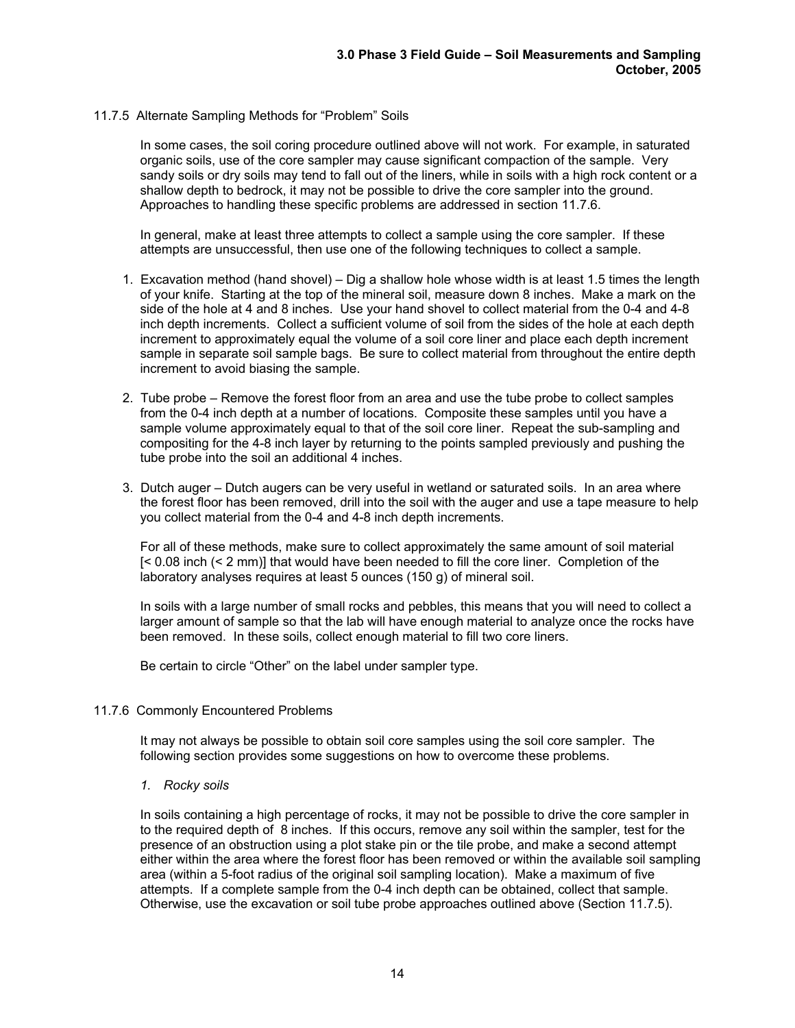### 11.7.5 Alternate Sampling Methods for "Problem" Soils

In some cases, the soil coring procedure outlined above will not work. For example, in saturated organic soils, use of the core sampler may cause significant compaction of the sample. Very sandy soils or dry soils may tend to fall out of the liners, while in soils with a high rock content or a shallow depth to bedrock, it may not be possible to drive the core sampler into the ground. Approaches to handling these specific problems are addressed in section 11.7.6.

In general, make at least three attempts to collect a sample using the core sampler. If these attempts are unsuccessful, then use one of the following techniques to collect a sample.

1. Excavation method (hand shovel) – Dig a shallow hole whose width is at least 1.5 times the length of your knife. Starting at the top of the mineral soil, measure down 8 inches. Make a mark on the side of the hole at 4 and 8 inches. Use your hand shovel to collect material from the 0-4 and 4-8 inch depth increments. Collect a sufficient volume of soil from the sides of the hole at each depth increment to approximately equal the volume of a soil core liner and place each depth increment sample in separate soil sample bags. Be sure to collect material from throughout the entire depth increment to avoid biasing the sample.

2. Tube probe – Remove the forest floor from an area and use the tube probe to collect samples from the 0-4 inch depth at a number of locations. Composite these samples until you have a sample volume approximately equal to that of the soil core liner. Repeat the sub-sampling and compositing for the 4-8 inch layer by returning to the points sampled previously and pushing the tube probe into the soil an additional 4 inches.

3. Dutch auger – Dutch augers can be very useful in wetland or saturated soils. In an area where the forest floor has been removed, drill into the soil with the auger and use a tape measure to help you collect material from the 0-4 and 4-8 inch depth increments.

For all of these methods, make sure to collect approximately the same amount of soil material [< 0.08 inch (< 2 mm)] that would have been needed to fill the core liner. Completion of the laboratory analyses requires at least 5 ounces (150 g) of mineral soil.

In soils with a large number of small rocks and pebbles, this means that you will need to collect a larger amount of sample so that the lab will have enough material to analyze once the rocks have been removed. In these soils, collect enough material to fill two core liners.

Be certain to circle "Other" on the label under sampler type.

### 11.7.6 Commonly Encountered Problems

It may not always be possible to obtain soil core samples using the soil core sampler. The following section provides some suggestions on how to overcome these problems.

*1. Rocky soils*

In soils containing a high percentage of rocks, it may not be possible to drive the core sampler in to the required depth of 8 inches. If this occurs, remove any soil within the sampler, test for the presence of an obstruction using a plot stake pin or the tile probe, and make a second attempt either within the area where the forest floor has been removed or within the available soil sampling area (within a 5-foot radius of the original soil sampling location). Make a maximum of five attempts. If a complete sample from the 0-4 inch depth can be obtained, collect that sample. Otherwise, use the excavation or soil tube probe approaches outlined above (Section 11.7.5).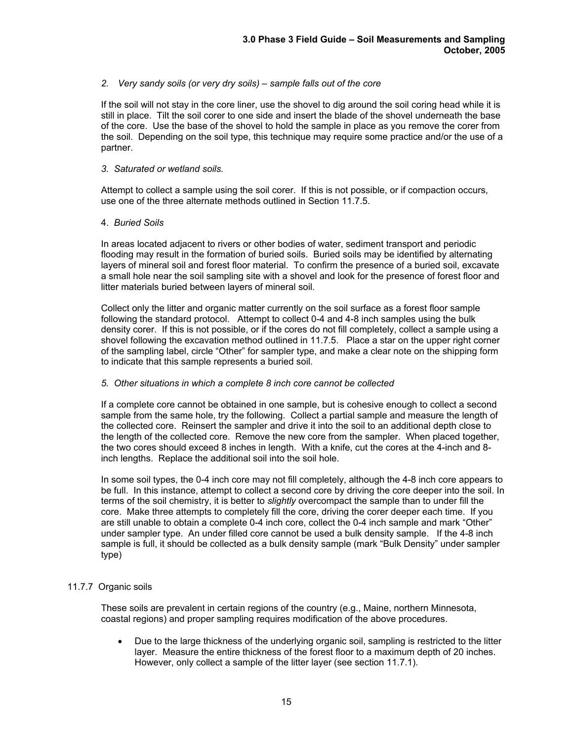*2. Very sandy soils (or very dry soils) – sample falls out of the core*

If the soil will not stay in the core liner, use the shovel to dig around the soil coring head while it is still in place. Tilt the soil corer to one side and insert the blade of the shovel underneath the base of the core. Use the base of the shovel to hold the sample in place as you remove the corer from the soil. Depending on the soil type, this technique may require some practice and/or the use of a partner.

*3. Saturated or wetland soils.*

Attempt to collect a sample using the soil corer. If this is not possible, or if compaction occurs, use one of the three alternate methods outlined in Section 11.7.5.

4. *Buried Soils*

In areas located adjacent to rivers or other bodies of water, sediment transport and periodic flooding may result in the formation of buried soils. Buried soils may be identified by alternating layers of mineral soil and forest floor material. To confirm the presence of a buried soil, excavate a small hole near the soil sampling site with a shovel and look for the presence of forest floor and litter materials buried between layers of mineral soil.

Collect only the litter and organic matter currently on the soil surface as a forest floor sample following the standard protocol. Attempt to collect 0-4 and 4-8 inch samples using the bulk density corer. If this is not possible, or if the cores do not fill completely, collect a sample using a shovel following the excavation method outlined in 11.7.5. Place a star on the upper right corner of the sampling label, circle "Other" for sampler type, and make a clear note on the shipping form to indicate that this sample represents a buried soil.

*5. Other situations in which a complete 8 inch core cannot be collected*

If a complete core cannot be obtained in one sample, but is cohesive enough to collect a second sample from the same hole, try the following. Collect a partial sample and measure the length of the collected core. Reinsert the sampler and drive it into the soil to an additional depth close to the length of the collected core. Remove the new core from the sampler. When placed together, the two cores should exceed 8 inches in length. With a knife, cut the cores at the 4-inch and 8-inch lengths. Replace the additional soil into the soil hole.

In some soil types, the 0-4 inch core may not fill completely, although the 4-8 inch core appears to be full. In this instance, attempt to collect a second core by driving the core deeper into the soil. In terms of the soil chemistry, it is better to *slightly* overcompact the sample than to under fill the core. Make three attempts to completely fill the core, driving the corer deeper each time. If you are still unable to obtain a complete 0-4 inch core, collect the 0-4 inch sample and mark "Other" under sampler type. An under filled core cannot be used a bulk density sample. If the 4-8 inch sample is full, it should be collected as a bulk density sample (mark "Bulk Density" under sampler type)

### 11.7.7 Organic soils

These soils are prevalent in certain regions of the country (e.g., Maine, northern Minnesota, coastal regions) and proper sampling requires modification of the above procedures.

- Due to the large thickness of the underlying organic soil, sampling is restricted to the litter layer. Measure the entire thickness of the forest floor to a maximum depth of 20 inches. However, only collect a sample of the litter layer (see section 11.7.1).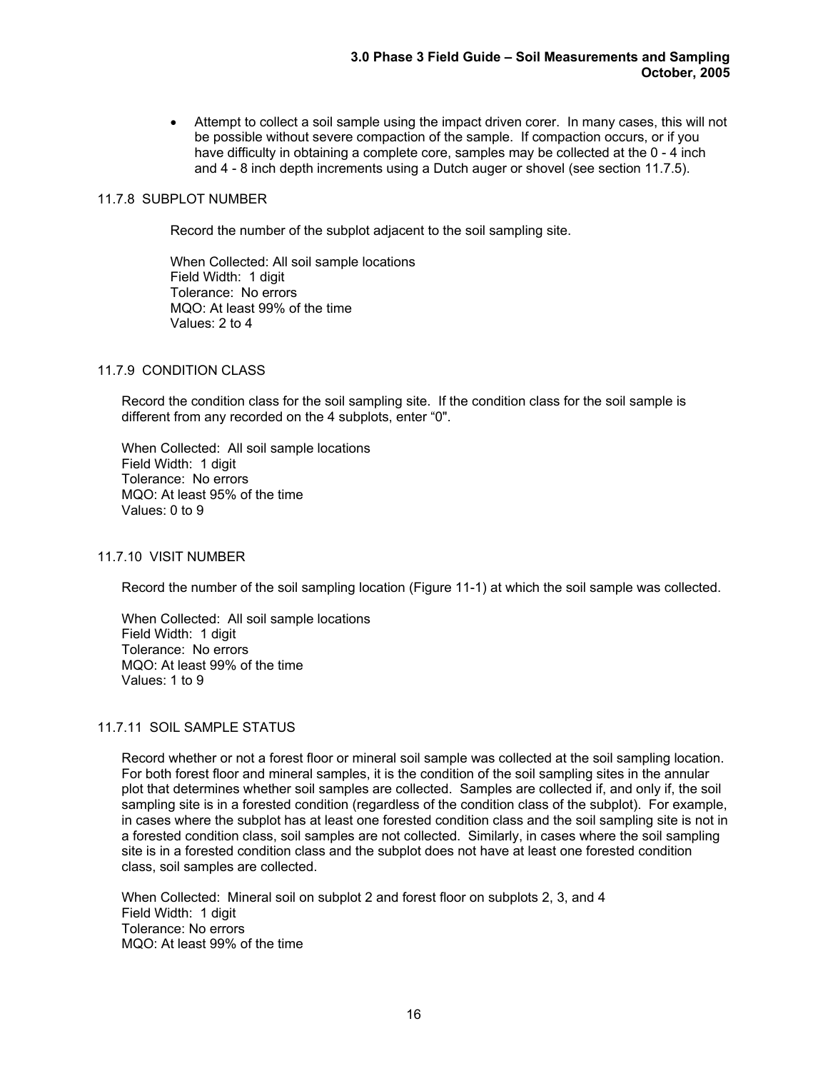- Attempt to collect a soil sample using the impact driven corer. In many cases, this will not be possible without severe compaction of the sample. If compaction occurs, or if you have difficulty in obtaining a complete core, samples may be collected at the 0 - 4 inch and 4 - 8 inch depth increments using a Dutch auger or shovel (see section 11.7.5).

### 11.7.8 SUBPLOT NUMBER

Record the number of the subplot adjacent to the soil sampling site.

When Collected: All soil sample locations  
Field Width: 1 digit  
Tolerance: No errors  
MQO: At least 99% of the time  
Values: 2 to 4

### 11.7.9 CONDITION CLASS

Record the condition class for the soil sampling site. If the condition class for the soil sample is different from any recorded on the 4 subplots, enter "0".

When Collected: All soil sample locations  
Field Width: 1 digit  
Tolerance: No errors  
MQO: At least 95% of the time  
Values: 0 to 9

### 11.7.10 VISIT NUMBER

Record the number of the soil sampling location (Figure 11-1) at which the soil sample was collected.

When Collected: All soil sample locations  
Field Width: 1 digit  
Tolerance: No errors  
MQO: At least 99% of the time  
Values: 1 to 9

### 11.7.11 SOIL SAMPLE STATUS

Record whether or not a forest floor or mineral soil sample was collected at the soil sampling location. For both forest floor and mineral samples, it is the condition of the soil sampling sites in the annular plot that determines whether soil samples are collected. Samples are collected if, and only if, the soil sampling site is in a forested condition (regardless of the condition class of the subplot). For example, in cases where the subplot has at least one forested condition class and the soil sampling site is not in a forested condition class, soil samples are not collected. Similarly, in cases where the soil sampling site is in a forested condition class and the subplot does not have at least one forested condition class, soil samples are collected.

When Collected: Mineral soil on subplot 2 and forest floor on subplots 2, 3, and 4  
Field Width: 1 digit  
Tolerance: No errors  
MQO: At least 99% of the time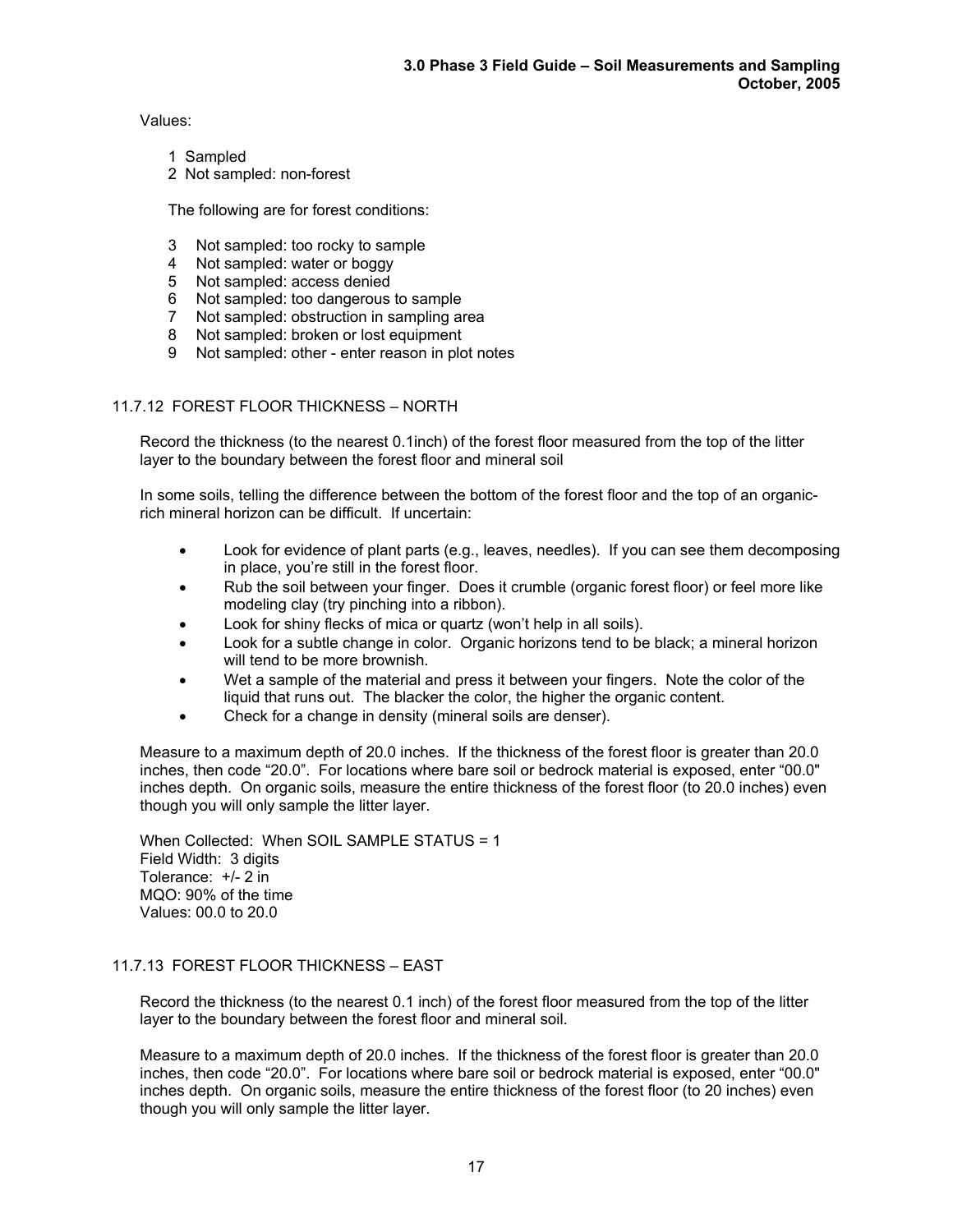Values:

1 Sampled
2 Not sampled: non-forest

The following are for forest conditions:

3 Not sampled: too rocky to sample
4 Not sampled: water or boggy
5 Not sampled: access denied
6 Not sampled: too dangerous to sample
7 Not sampled: obstruction in sampling area
8 Not sampled: broken or lost equipment
9 Not sampled: other - enter reason in plot notes

### 11.7.12 FOREST FLOOR THICKNESS – NORTH

Record the thickness (to the nearest 0.1inch) of the forest floor measured from the top of the litter layer to the boundary between the forest floor and mineral soil

In some soils, telling the difference between the bottom of the forest floor and the top of an organic-rich mineral horizon can be difficult. If uncertain:

- Look for evidence of plant parts (e.g., leaves, needles). If you can see them decomposing in place, you're still in the forest floor.
- Rub the soil between your finger. Does it crumble (organic forest floor) or feel more like modeling clay (try pinching into a ribbon).
- Look for shiny flecks of mica or quartz (won't help in all soils).
- Look for a subtle change in color. Organic horizons tend to be black; a mineral horizon will tend to be more brownish.
- Wet a sample of the material and press it between your fingers. Note the color of the liquid that runs out. The blacker the color, the higher the organic content.
- Check for a change in density (mineral soils are denser).

Measure to a maximum depth of 20.0 inches. If the thickness of the forest floor is greater than 20.0 inches, then code "20.0". For locations where bare soil or bedrock material is exposed, enter "00.0" inches depth. On organic soils, measure the entire thickness of the forest floor (to 20.0 inches) even though you will only sample the litter layer.

When Collected: When SOIL SAMPLE STATUS = 1
Field Width: 3 digits
Tolerance: +/- 2 in
MQO: 90% of the time
Values: 00.0 to 20.0

### 11.7.13 FOREST FLOOR THICKNESS – EAST

Record the thickness (to the nearest 0.1 inch) of the forest floor measured from the top of the litter layer to the boundary between the forest floor and mineral soil.

Measure to a maximum depth of 20.0 inches. If the thickness of the forest floor is greater than 20.0 inches, then code "20.0". For locations where bare soil or bedrock material is exposed, enter "00.0" inches depth. On organic soils, measure the entire thickness of the forest floor (to 20 inches) even though you will only sample the litter layer.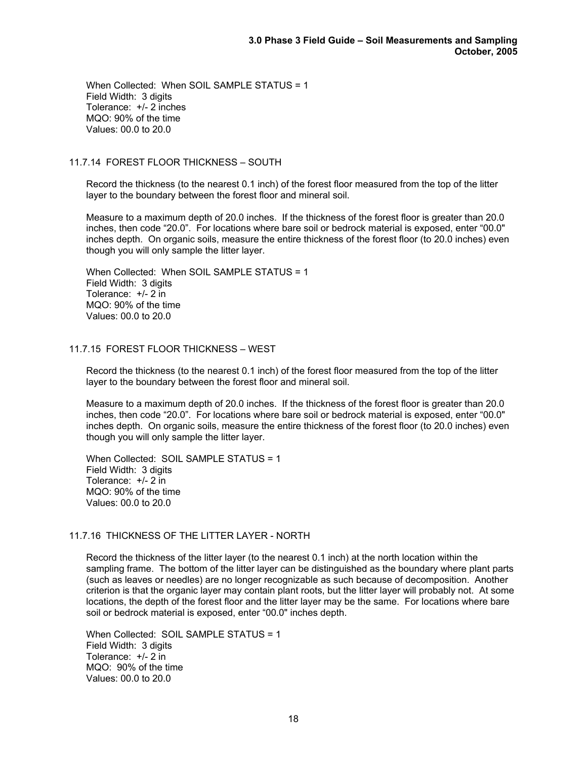When Collected: When SOIL SAMPLE STATUS = 1
Field Width: 3 digits
Tolerance: +/- 2 inches
MQO: 90% of the time
Values: 00.0 to 20.0

### 11.7.14 FOREST FLOOR THICKNESS – SOUTH

Record the thickness (to the nearest 0.1 inch) of the forest floor measured from the top of the litter layer to the boundary between the forest floor and mineral soil.

Measure to a maximum depth of 20.0 inches. If the thickness of the forest floor is greater than 20.0 inches, then code "20.0". For locations where bare soil or bedrock material is exposed, enter "00.0" inches depth. On organic soils, measure the entire thickness of the forest floor (to 20.0 inches) even though you will only sample the litter layer.

When Collected: When SOIL SAMPLE STATUS = 1
Field Width: 3 digits
Tolerance: +/- 2 in
MQO: 90% of the time
Values: 00.0 to 20.0

### 11.7.15 FOREST FLOOR THICKNESS – WEST

Record the thickness (to the nearest 0.1 inch) of the forest floor measured from the top of the litter layer to the boundary between the forest floor and mineral soil.

Measure to a maximum depth of 20.0 inches. If the thickness of the forest floor is greater than 20.0 inches, then code "20.0". For locations where bare soil or bedrock material is exposed, enter "00.0" inches depth. On organic soils, measure the entire thickness of the forest floor (to 20.0 inches) even though you will only sample the litter layer.

When Collected: SOIL SAMPLE STATUS = 1
Field Width: 3 digits
Tolerance: +/- 2 in
MQO: 90% of the time
Values: 00.0 to 20.0

### 11.7.16 THICKNESS OF THE LITTER LAYER - NORTH

Record the thickness of the litter layer (to the nearest 0.1 inch) at the north location within the sampling frame. The bottom of the litter layer can be distinguished as the boundary where plant parts (such as leaves or needles) are no longer recognizable as such because of decomposition. Another criterion is that the organic layer may contain plant roots, but the litter layer will probably not. At some locations, the depth of the forest floor and the litter layer may be the same. For locations where bare soil or bedrock material is exposed, enter "00.0" inches depth.

When Collected: SOIL SAMPLE STATUS = 1
Field Width: 3 digits
Tolerance: +/- 2 in
MQO: 90% of the time
Values: 00.0 to 20.0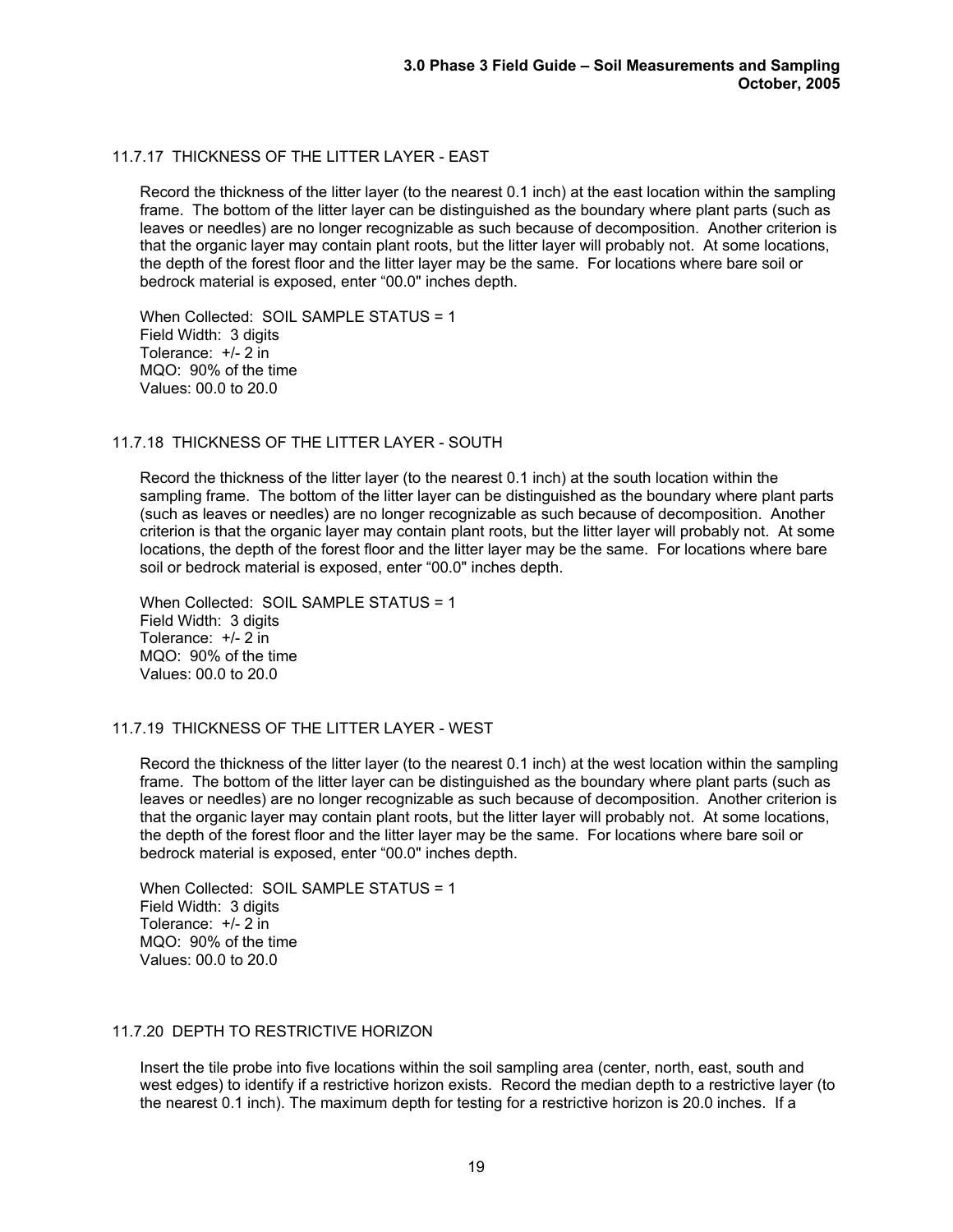### 11.7.17 THICKNESS OF THE LITTER LAYER - EAST

Record the thickness of the litter layer (to the nearest 0.1 inch) at the east location within the sampling frame. The bottom of the litter layer can be distinguished as the boundary where plant parts (such as leaves or needles) are no longer recognizable as such because of decomposition. Another criterion is that the organic layer may contain plant roots, but the litter layer will probably not. At some locations, the depth of the forest floor and the litter layer may be the same. For locations where bare soil or bedrock material is exposed, enter "00.0" inches depth.

When Collected: SOIL SAMPLE STATUS = 1
Field Width: 3 digits
Tolerance: +/- 2 in
MQO: 90% of the time
Values: 00.0 to 20.0

### 11.7.18 THICKNESS OF THE LITTER LAYER - SOUTH

Record the thickness of the litter layer (to the nearest 0.1 inch) at the south location within the sampling frame. The bottom of the litter layer can be distinguished as the boundary where plant parts (such as leaves or needles) are no longer recognizable as such because of decomposition. Another criterion is that the organic layer may contain plant roots, but the litter layer will probably not. At some locations, the depth of the forest floor and the litter layer may be the same. For locations where bare soil or bedrock material is exposed, enter "00.0" inches depth.

When Collected: SOIL SAMPLE STATUS = 1
Field Width: 3 digits
Tolerance: +/- 2 in
MQO: 90% of the time
Values: 00.0 to 20.0

### 11.7.19 THICKNESS OF THE LITTER LAYER - WEST

Record the thickness of the litter layer (to the nearest 0.1 inch) at the west location within the sampling frame. The bottom of the litter layer can be distinguished as the boundary where plant parts (such as leaves or needles) are no longer recognizable as such because of decomposition. Another criterion is that the organic layer may contain plant roots, but the litter layer will probably not. At some locations, the depth of the forest floor and the litter layer may be the same. For locations where bare soil or bedrock material is exposed, enter "00.0" inches depth.

When Collected: SOIL SAMPLE STATUS = 1
Field Width: 3 digits
Tolerance: +/- 2 in
MQO: 90% of the time
Values: 00.0 to 20.0

### 11.7.20 DEPTH TO RESTRICTIVE HORIZON

Insert the tile probe into five locations within the soil sampling area (center, north, east, south and west edges) to identify if a restrictive horizon exists. Record the median depth to a restrictive layer (to the nearest 0.1 inch). The maximum depth for testing for a restrictive horizon is 20.0 inches. If a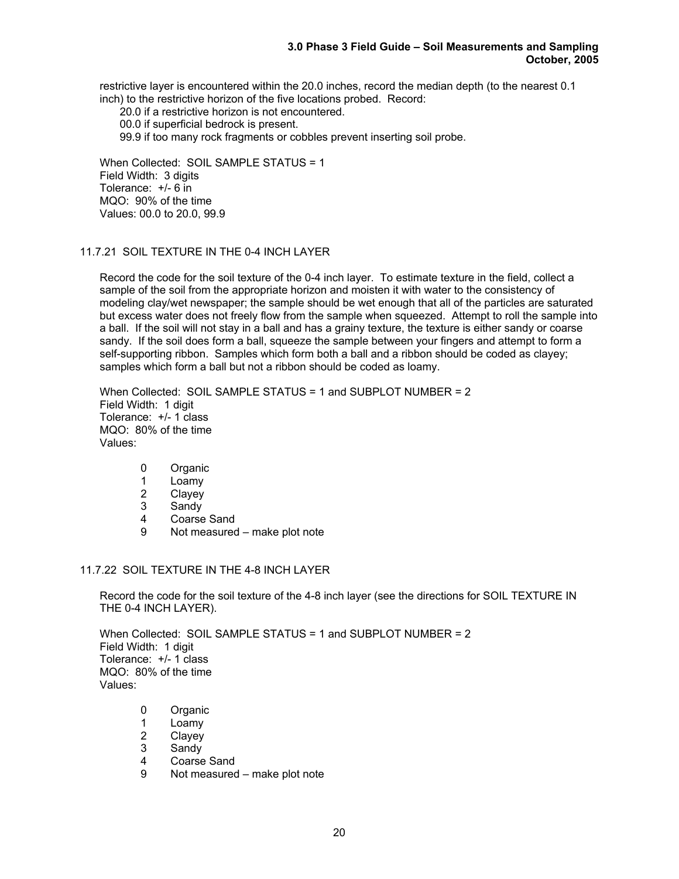restrictive layer is encountered within the 20.0 inches, record the median depth (to the nearest 0.1 inch) to the restrictive horizon of the five locations probed. Record:

20.0 if a restrictive horizon is not encountered.
00.0 if superficial bedrock is present.
99.9 if too many rock fragments or cobbles prevent inserting soil probe.

When Collected: SOIL SAMPLE STATUS = 1
Field Width: 3 digits
Tolerance: +/- 6 in
MQO: 90% of the time
Values: 00.0 to 20.0, 99.9

### 11.7.21 SOIL TEXTURE IN THE 0-4 INCH LAYER

Record the code for the soil texture of the 0-4 inch layer. To estimate texture in the field, collect a sample of the soil from the appropriate horizon and moisten it with water to the consistency of modeling clay/wet newspaper; the sample should be wet enough that all of the particles are saturated but excess water does not freely flow from the sample when squeezed. Attempt to roll the sample into a ball. If the soil will not stay in a ball and has a grainy texture, the texture is either sandy or coarse sandy. If the soil does form a ball, squeeze the sample between your fingers and attempt to form a self-supporting ribbon. Samples which form both a ball and a ribbon should be coded as clayey; samples which form a ball but not a ribbon should be coded as loamy.

When Collected: SOIL SAMPLE STATUS = 1 and SUBPLOT NUMBER = 2
Field Width: 1 digit
Tolerance: +/- 1 class
MQO: 80% of the time
Values:

- 0 Organic
- 1 Loamy
- 2 Clayey
- 3 Sandy
- 4 Coarse Sand
- 9 Not measured – make plot note

### 11.7.22 SOIL TEXTURE IN THE 4-8 INCH LAYER

Record the code for the soil texture of the 4-8 inch layer (see the directions for SOIL TEXTURE IN THE 0-4 INCH LAYER).

When Collected: SOIL SAMPLE STATUS = 1 and SUBPLOT NUMBER = 2
Field Width: 1 digit
Tolerance: +/- 1 class
MQO: 80% of the time
Values:

- 0 Organic
- 1 Loamy
- 2 Clayey
- 3 Sandy
- 4 Coarse Sand
- 9 Not measured – make plot note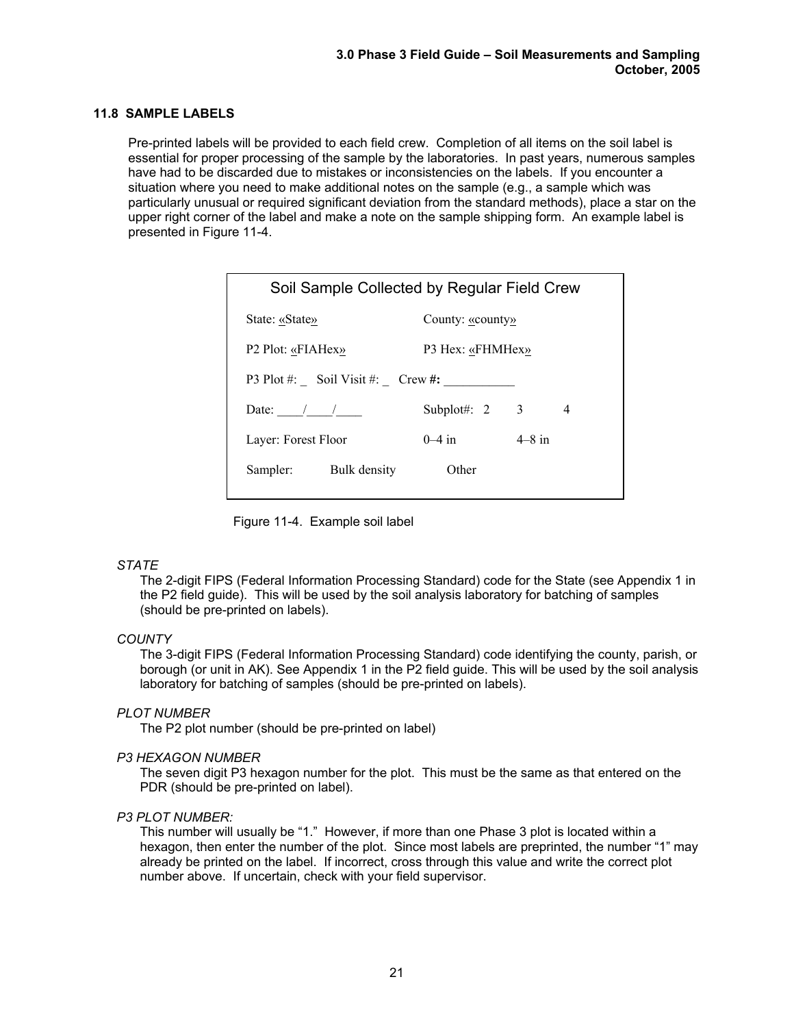### 11.8 SAMPLE LABELS

Pre-printed labels will be provided to each field crew. Completion of all items on the soil label is essential for proper processing of the sample by the laboratories. In past years, numerous samples have had to be discarded due to mistakes or inconsistencies on the labels. If you encounter a situation where you need to make additional notes on the sample (e.g., a sample which was particularly unusual or required significant deviation from the standard methods), place a star on the upper right corner of the label and make a note on the sample shipping form. An example label is presented in Figure 11-4.

| Soil Sample Collected by Regular Field Crew | | |
|---|---|---|
| State: «State» | County: «county» | |
| P2 Plot: «FIAHex» | P3 Hex: «FHMHex» | |
| P3 Plot #: _ Soil Visit #: _ Crew **#:** ___________ | | |
| Date: ____/____/____ | Subplot#: 2 3 4 | |
| Layer: Forest Floor | 0–4 in | 4–8 in |
| Sampler: Bulk density | Other | |

Figure 11-4. Example soil label

*STATE*

The 2-digit FIPS (Federal Information Processing Standard) code for the State (see Appendix 1 in the P2 field guide). This will be used by the soil analysis laboratory for batching of samples (should be pre-printed on labels).

*COUNTY*

The 3-digit FIPS (Federal Information Processing Standard) code identifying the county, parish, or borough (or unit in AK). See Appendix 1 in the P2 field guide. This will be used by the soil analysis laboratory for batching of samples (should be pre-printed on labels).

*PLOT NUMBER*

The P2 plot number (should be pre-printed on label)

*P3 HEXAGON NUMBER*

The seven digit P3 hexagon number for the plot. This must be the same as that entered on the PDR (should be pre-printed on label).

*P3 PLOT NUMBER:*

This number will usually be "1." However, if more than one Phase 3 plot is located within a hexagon, then enter the number of the plot. Since most labels are preprinted, the number "1" may already be printed on the label. If incorrect, cross through this value and write the correct plot number above. If uncertain, check with your field supervisor.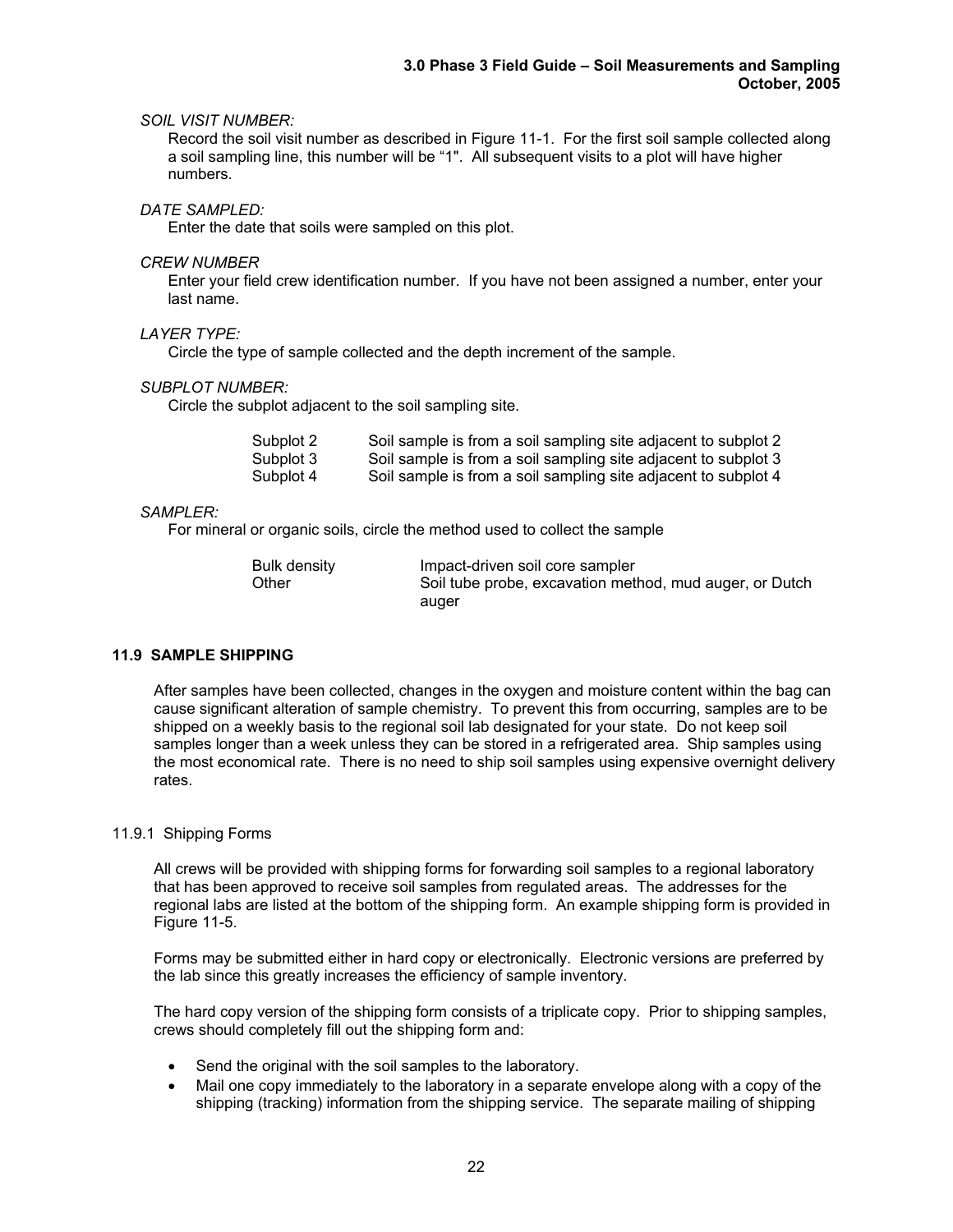*SOIL VISIT NUMBER:*

Record the soil visit number as described in Figure 11-1. For the first soil sample collected along a soil sampling line, this number will be "1". All subsequent visits to a plot will have higher numbers.

*DATE SAMPLED:*

Enter the date that soils were sampled on this plot.

*CREW NUMBER*

Enter your field crew identification number. If you have not been assigned a number, enter your last name.

*LAYER TYPE:*

Circle the type of sample collected and the depth increment of the sample.

*SUBPLOT NUMBER:*

Circle the subplot adjacent to the soil sampling site.

| | |
|---|---|
| Subplot 2 | Soil sample is from a soil sampling site adjacent to subplot 2 |
| Subplot 3 | Soil sample is from a soil sampling site adjacent to subplot 3 |
| Subplot 4 | Soil sample is from a soil sampling site adjacent to subplot 4 |

*SAMPLER:*

For mineral or organic soils, circle the method used to collect the sample

| | |
|---|---|
| Bulk density | Impact-driven soil core sampler |
| Other | Soil tube probe, excavation method, mud auger, or Dutch auger |

## 11.9 SAMPLE SHIPPING

After samples have been collected, changes in the oxygen and moisture content within the bag can cause significant alteration of sample chemistry. To prevent this from occurring, samples are to be shipped on a weekly basis to the regional soil lab designated for your state. Do not keep soil samples longer than a week unless they can be stored in a refrigerated area. Ship samples using the most economical rate. There is no need to ship soil samples using expensive overnight delivery rates.

### 11.9.1 Shipping Forms

All crews will be provided with shipping forms for forwarding soil samples to a regional laboratory that has been approved to receive soil samples from regulated areas. The addresses for the regional labs are listed at the bottom of the shipping form. An example shipping form is provided in Figure 11-5.

Forms may be submitted either in hard copy or electronically. Electronic versions are preferred by the lab since this greatly increases the efficiency of sample inventory.

The hard copy version of the shipping form consists of a triplicate copy. Prior to shipping samples, crews should completely fill out the shipping form and:

- Send the original with the soil samples to the laboratory.
- Mail one copy immediately to the laboratory in a separate envelope along with a copy of the shipping (tracking) information from the shipping service. The separate mailing of shipping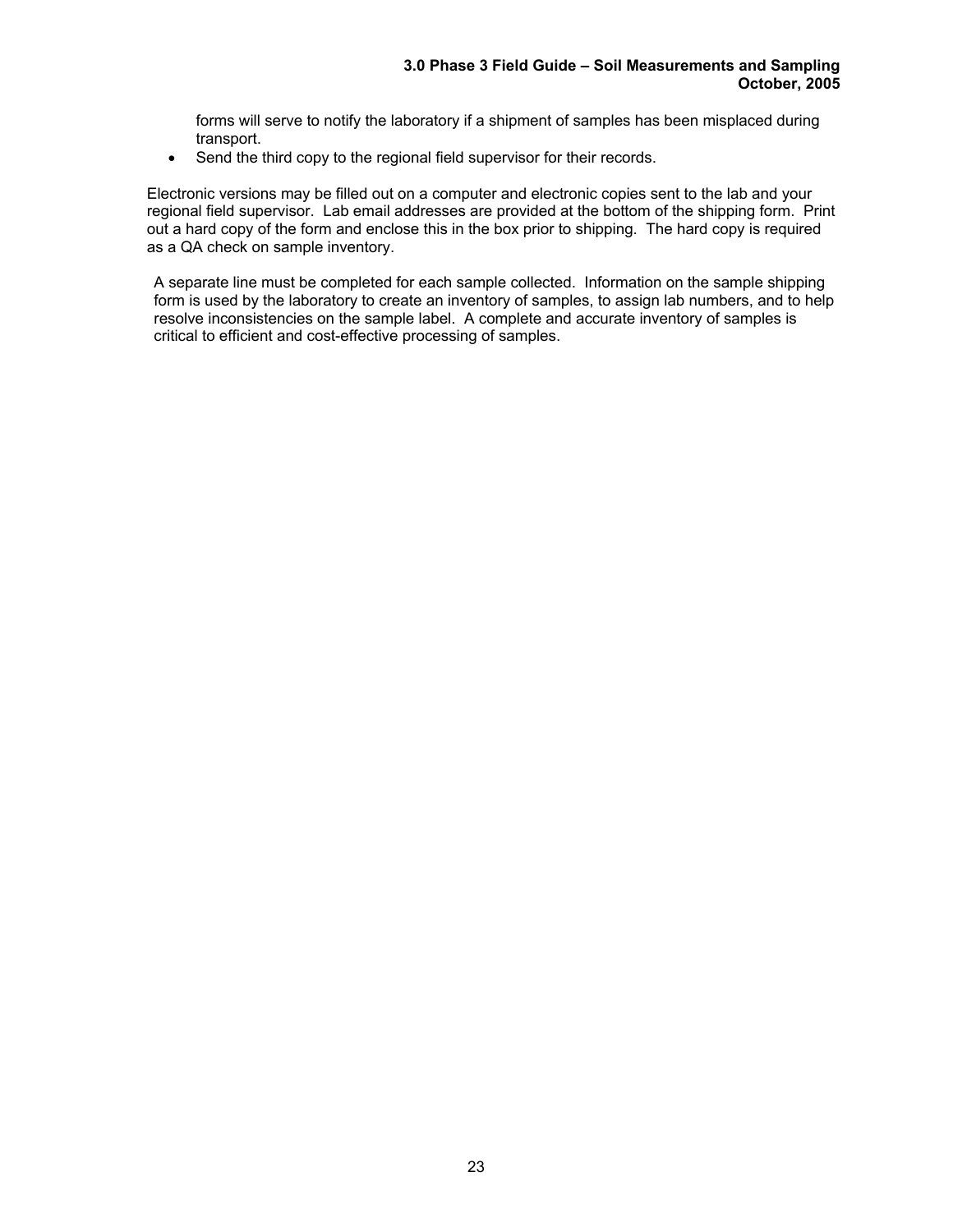forms will serve to notify the laboratory if a shipment of samples has been misplaced during transport.

- Send the third copy to the regional field supervisor for their records.

Electronic versions may be filled out on a computer and electronic copies sent to the lab and your regional field supervisor. Lab email addresses are provided at the bottom of the shipping form. Print out a hard copy of the form and enclose this in the box prior to shipping. The hard copy is required as a QA check on sample inventory.

A separate line must be completed for each sample collected. Information on the sample shipping form is used by the laboratory to create an inventory of samples, to assign lab numbers, and to help resolve inconsistencies on the sample label. A complete and accurate inventory of samples is critical to efficient and cost-effective processing of samples.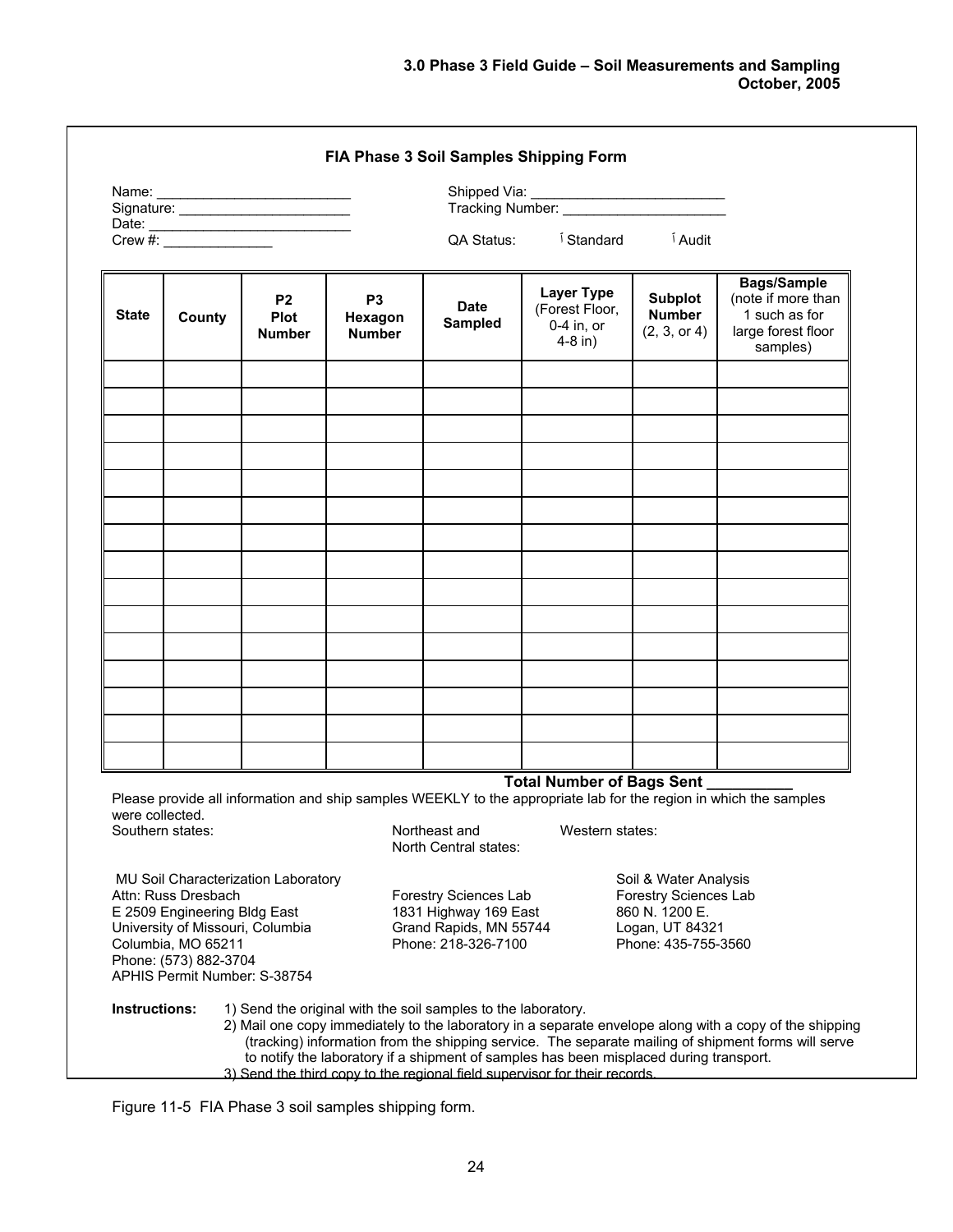### FIA Phase 3 Soil Samples Shipping Form

Name: ___________________________ Shipped Via: ___________________________

Signature: ________________________ Tracking Number: ______________________

Date: _____________________________

Crew #: ______________ QA Status: ☐ Standard ☐ Audit

| State | County | P2 Plot Number | P3 Hexagon Number | Date Sampled | Layer Type (Forest Floor, 0-4 in, or 4-8 in) | Subplot Number (2, 3, or 4) | Bags/Sample (note if more than 1 such as for large forest floor samples) |
|---|---|---|---|---|---|---|---|
| | | | | | | | |
| | | | | | | | |
| | | | | | | | |
| | | | | | | | |
| | | | | | | | |
| | | | | | | | |
| | | | | | | | |
| | | | | | | | |
| | | | | | | | |
| | | | | | | | |
| | | | | | | | |
| | | | | | | | |
| | | | | | | | |
| | | | | | | | |
| | | | | | | | |

**Total Number of Bags Sent __________**

Please provide all information and ship samples WEEKLY to the appropriate lab for the region in which the samples were collected.

Southern states:

MU Soil Characterization Laboratory
Attn: Russ Dresbach
E 2509 Engineering Bldg East
University of Missouri, Columbia
Columbia, MO 65211
Phone: (573) 882-3704
APHIS Permit Number: S-38754

Northeast and North Central states:

Forestry Sciences Lab
1831 Highway 169 East
Grand Rapids, MN 55744
Phone: 218-326-7100

Western states:

Soil & Water Analysis
Forestry Sciences Lab
860 N. 1200 E.
Logan, UT 84321
Phone: 435-755-3560

**Instructions:**

1) Send the original with the soil samples to the laboratory.
2) Mail one copy immediately to the laboratory in a separate envelope along with a copy of the shipping (tracking) information from the shipping service. The separate mailing of shipment forms will serve to notify the laboratory if a shipment of samples has been misplaced during transport.
3) Send the third copy to the regional field supervisor for their records.

Figure 11-5 FIA Phase 3 soil samples shipping form.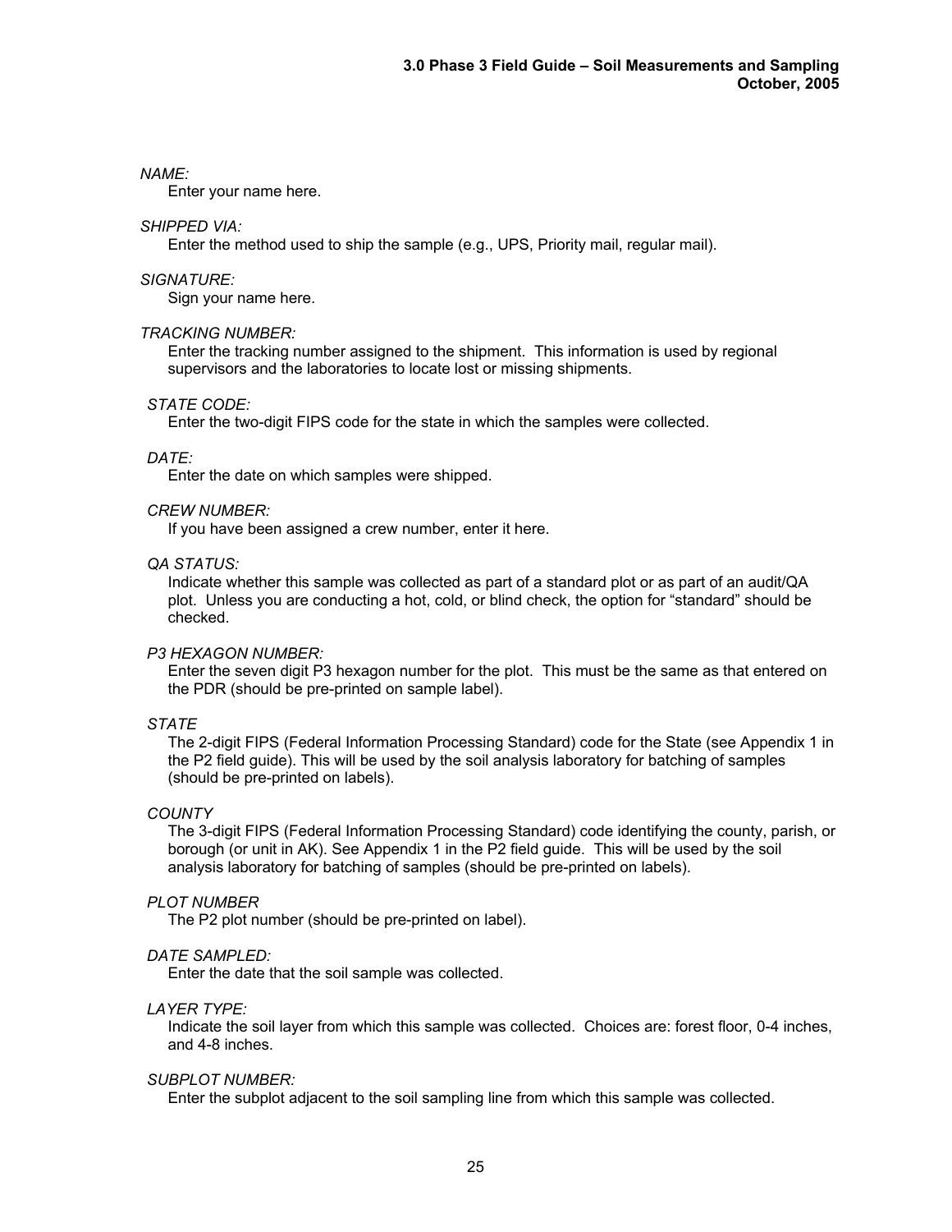*NAME:*

Enter your name here.

*SHIPPED VIA:*

Enter the method used to ship the sample (e.g., UPS, Priority mail, regular mail).

*SIGNATURE:*

Sign your name here.

*TRACKING NUMBER:*

Enter the tracking number assigned to the shipment. This information is used by regional supervisors and the laboratories to locate lost or missing shipments.

*STATE CODE:*

Enter the two-digit FIPS code for the state in which the samples were collected.

*DATE:*

Enter the date on which samples were shipped.

*CREW NUMBER:*

If you have been assigned a crew number, enter it here.

*QA STATUS:*

Indicate whether this sample was collected as part of a standard plot or as part of an audit/QA plot. Unless you are conducting a hot, cold, or blind check, the option for "standard" should be checked.

*P3 HEXAGON NUMBER:*

Enter the seven digit P3 hexagon number for the plot. This must be the same as that entered on the PDR (should be pre-printed on sample label).

*STATE*

The 2-digit FIPS (Federal Information Processing Standard) code for the State (see Appendix 1 in the P2 field guide). This will be used by the soil analysis laboratory for batching of samples (should be pre-printed on labels).

*COUNTY*

The 3-digit FIPS (Federal Information Processing Standard) code identifying the county, parish, or borough (or unit in AK). See Appendix 1 in the P2 field guide. This will be used by the soil analysis laboratory for batching of samples (should be pre-printed on labels).

*PLOT NUMBER*

The P2 plot number (should be pre-printed on label).

*DATE SAMPLED:*

Enter the date that the soil sample was collected.

*LAYER TYPE:*

Indicate the soil layer from which this sample was collected. Choices are: forest floor, 0-4 inches, and 4-8 inches.

*SUBPLOT NUMBER:*

Enter the subplot adjacent to the soil sampling line from which this sample was collected.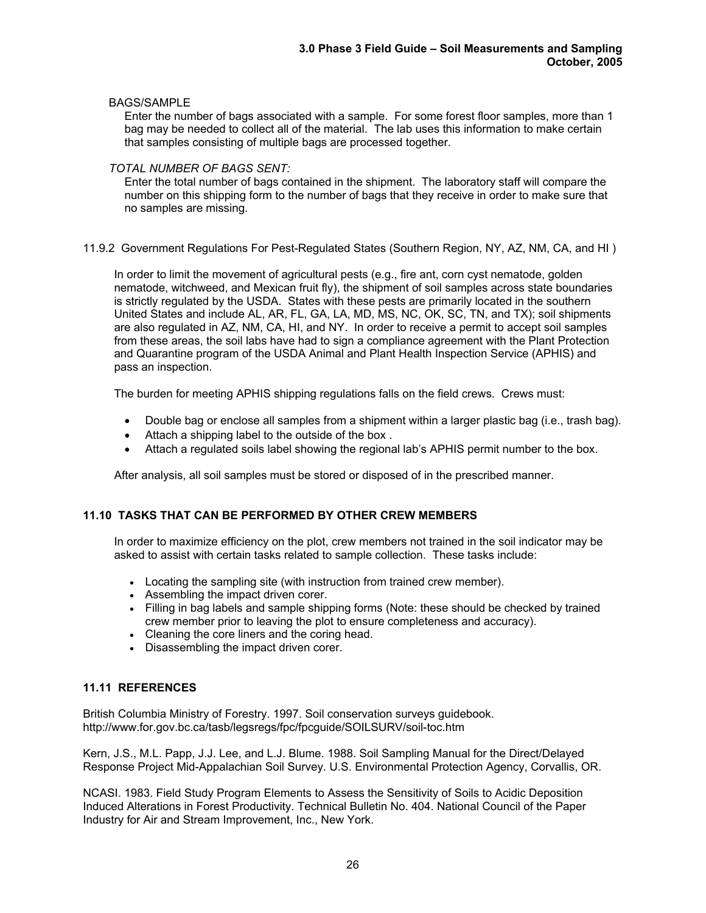BAGS/SAMPLE

Enter the number of bags associated with a sample. For some forest floor samples, more than 1 bag may be needed to collect all of the material. The lab uses this information to make certain that samples consisting of multiple bags are processed together.

*TOTAL NUMBER OF BAGS SENT:*

Enter the total number of bags contained in the shipment. The laboratory staff will compare the number on this shipping form to the number of bags that they receive in order to make sure that no samples are missing.

11.9.2 Government Regulations For Pest-Regulated States (Southern Region, NY, AZ, NM, CA, and HI )

In order to limit the movement of agricultural pests (e.g., fire ant, corn cyst nematode, golden nematode, witchweed, and Mexican fruit fly), the shipment of soil samples across state boundaries is strictly regulated by the USDA. States with these pests are primarily located in the southern United States and include AL, AR, FL, GA, LA, MD, MS, NC, OK, SC, TN, and TX); soil shipments are also regulated in AZ, NM, CA, HI, and NY. In order to receive a permit to accept soil samples from these areas, the soil labs have had to sign a compliance agreement with the Plant Protection and Quarantine program of the USDA Animal and Plant Health Inspection Service (APHIS) and pass an inspection.

The burden for meeting APHIS shipping regulations falls on the field crews. Crews must:

- Double bag or enclose all samples from a shipment within a larger plastic bag (i.e., trash bag).
- Attach a shipping label to the outside of the box .
- Attach a regulated soils label showing the regional lab's APHIS permit number to the box.

After analysis, all soil samples must be stored or disposed of in the prescribed manner.

## 11.10 TASKS THAT CAN BE PERFORMED BY OTHER CREW MEMBERS

In order to maximize efficiency on the plot, crew members not trained in the soil indicator may be asked to assist with certain tasks related to sample collection. These tasks include:

- Locating the sampling site (with instruction from trained crew member).
- Assembling the impact driven corer.
- Filling in bag labels and sample shipping forms (Note: these should be checked by trained crew member prior to leaving the plot to ensure completeness and accuracy).
- Cleaning the core liners and the coring head.
- Disassembling the impact driven corer.

## 11.11 REFERENCES

British Columbia Ministry of Forestry. 1997. Soil conservation surveys guidebook. http://www.for.gov.bc.ca/tasb/legsregs/fpc/fpcguide/SOILSURV/soil-toc.htm

Kern, J.S., M.L. Papp, J.J. Lee, and L.J. Blume. 1988. Soil Sampling Manual for the Direct/Delayed Response Project Mid-Appalachian Soil Survey. U.S. Environmental Protection Agency, Corvallis, OR.

NCASI. 1983. Field Study Program Elements to Assess the Sensitivity of Soils to Acidic Deposition Induced Alterations in Forest Productivity. Technical Bulletin No. 404. National Council of the Paper Industry for Air and Stream Improvement, Inc., New York.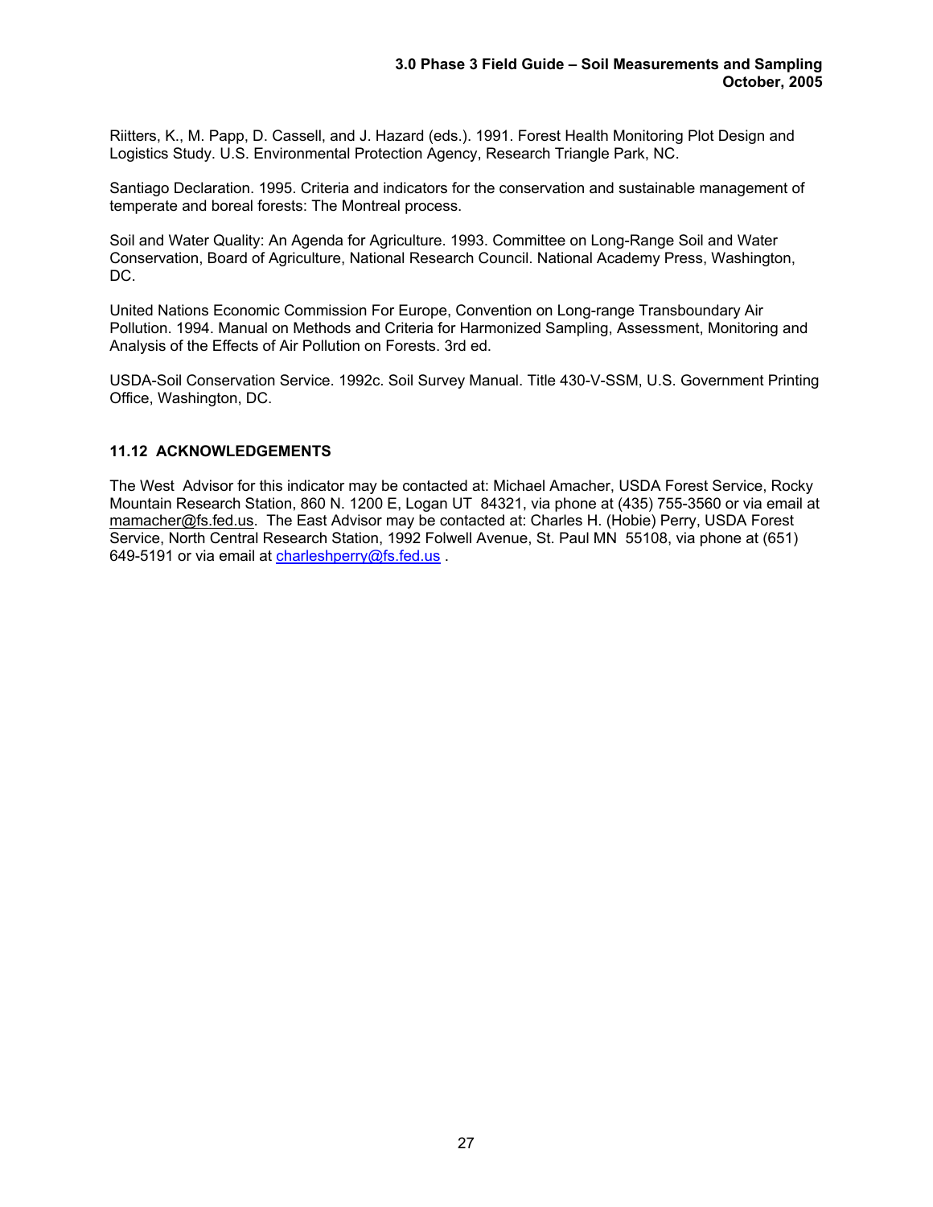Riitters, K., M. Papp, D. Cassell, and J. Hazard (eds.). 1991. Forest Health Monitoring Plot Design and Logistics Study. U.S. Environmental Protection Agency, Research Triangle Park, NC.

Santiago Declaration. 1995. Criteria and indicators for the conservation and sustainable management of temperate and boreal forests: The Montreal process.

Soil and Water Quality: An Agenda for Agriculture. 1993. Committee on Long-Range Soil and Water Conservation, Board of Agriculture, National Research Council. National Academy Press, Washington, DC.

United Nations Economic Commission For Europe, Convention on Long-range Transboundary Air Pollution. 1994. Manual on Methods and Criteria for Harmonized Sampling, Assessment, Monitoring and Analysis of the Effects of Air Pollution on Forests. 3rd ed.

USDA-Soil Conservation Service. 1992c. Soil Survey Manual. Title 430-V-SSM, U.S. Government Printing Office, Washington, DC.

## 11.12 ACKNOWLEDGEMENTS

The West Advisor for this indicator may be contacted at: Michael Amacher, USDA Forest Service, Rocky Mountain Research Station, 860 N. 1200 E, Logan UT 84321, via phone at (435) 755-3560 or via email at mamacher@fs.fed.us. The East Advisor may be contacted at: Charles H. (Hobie) Perry, USDA Forest Service, North Central Research Station, 1992 Folwell Avenue, St. Paul MN 55108, via phone at (651) 649-5191 or via email at charleshperry@fs.fed.us .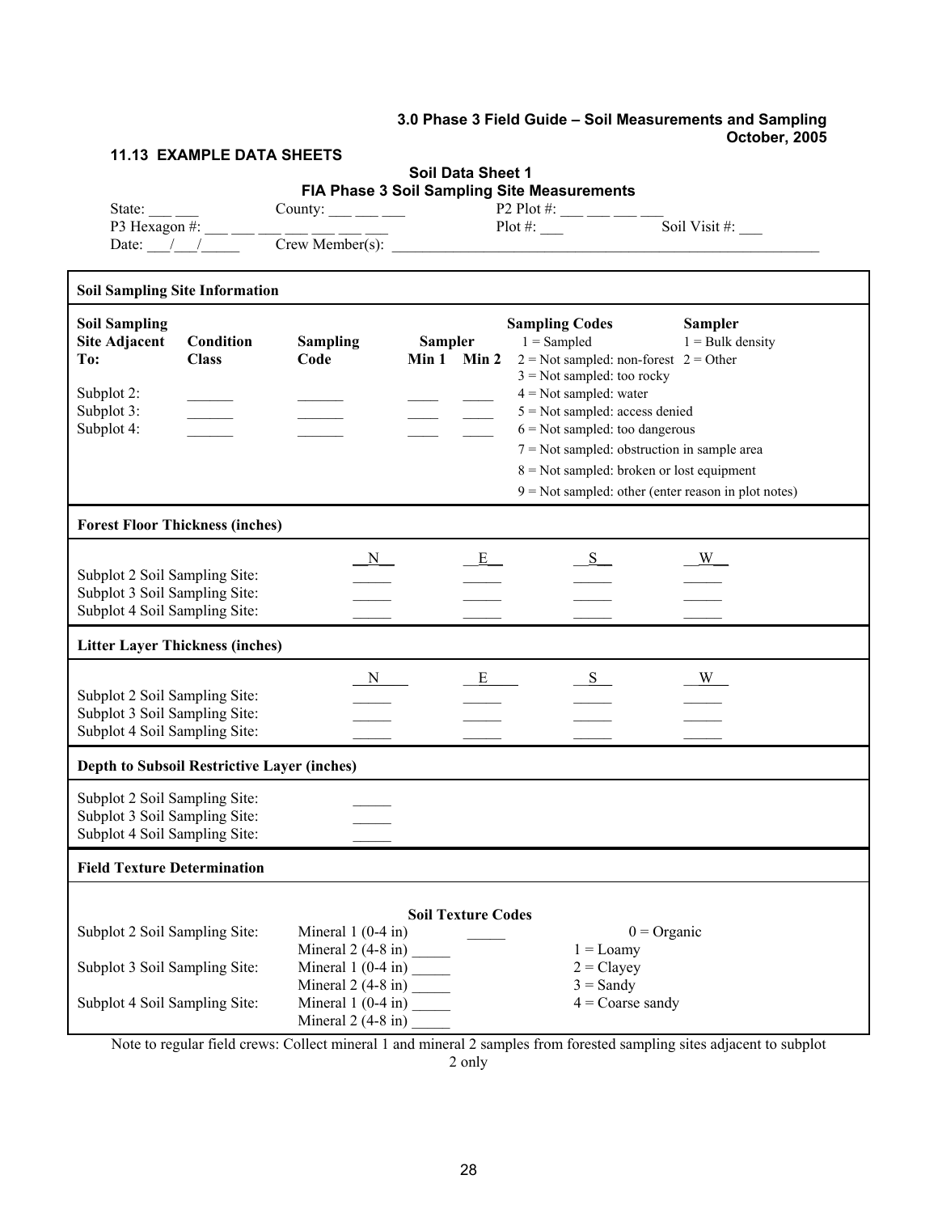## 11.13 EXAMPLE DATA SHEETS

**Soil Data Sheet 1**
**FIA Phase 3 Soil Sampling Site Measurements**

State: ___ ___ County: ___ ___ ___ P2 Plot #: ___ ___ ___ ___
P3 Hexagon #: ___ ___ ___ ___ ___ ___ ___ Plot #: ___ Soil Visit #: ___
Date: ___/___/_____ Crew Member(s): ____________________________________________

**Soil Sampling Site Information**

| Soil Sampling Site Adjacent To: | Condition Class | Sampling Code | Sampler Min 1 | Sampler Min 2 |
|---|---|---|---|---|
| Subplot 2: | ______ | ______ | ____ | ____ |
| Subplot 3: | ______ | ______ | ____ | ____ |
| Subplot 4: | ______ | ______ | ____ | ____ |

**Sampling Codes**
1 = Sampled
2 = Not sampled: non-forest
3 = Not sampled: too rocky
4 = Not sampled: water
5 = Not sampled: access denied
6 = Not sampled: too dangerous
7 = Not sampled: obstruction in sample area
8 = Not sampled: broken or lost equipment
9 = Not sampled: other (enter reason in plot notes)

**Sampler**
1 = Bulk density
2 = Other

**Forest Floor Thickness (inches)**

| | N | E | S | W |
|---|---|---|---|---|
| Subplot 2 Soil Sampling Site: | _____ | _____ | _____ | _____ |
| Subplot 3 Soil Sampling Site: | _____ | _____ | _____ | _____ |
| Subplot 4 Soil Sampling Site: | _____ | _____ | _____ | _____ |

**Litter Layer Thickness (inches)**

| | N | E | S | W |
|---|---|---|---|---|
| Subplot 2 Soil Sampling Site: | _____ | _____ | _____ | _____ |
| Subplot 3 Soil Sampling Site: | _____ | _____ | _____ | _____ |
| Subplot 4 Soil Sampling Site: | _____ | _____ | _____ | _____ |

**Depth to Subsoil Restrictive Layer (inches)**

| | |
|---|---|
| Subplot 2 Soil Sampling Site: | _____ |
| Subplot 3 Soil Sampling Site: | _____ |
| Subplot 4 Soil Sampling Site: | _____ |

**Field Texture Determination**

| | | |
|---|---|---|
| Subplot 2 Soil Sampling Site: | Mineral 1 (0-4 in) | _____ |
| | Mineral 2 (4-8 in) | _____ |
| Subplot 3 Soil Sampling Site: | Mineral 1 (0-4 in) | _____ |
| | Mineral 2 (4-8 in) | _____ |
| Subplot 4 Soil Sampling Site: | Mineral 1 (0-4 in) | _____ |
| | Mineral 2 (4-8 in) | _____ |

**Soil Texture Codes**
0 = Organic
1 = Loamy
2 = Clayey
3 = Sandy
4 = Coarse sandy

Note to regular field crews: Collect mineral 1 and mineral 2 samples from forested sampling sites adjacent to subplot 2 only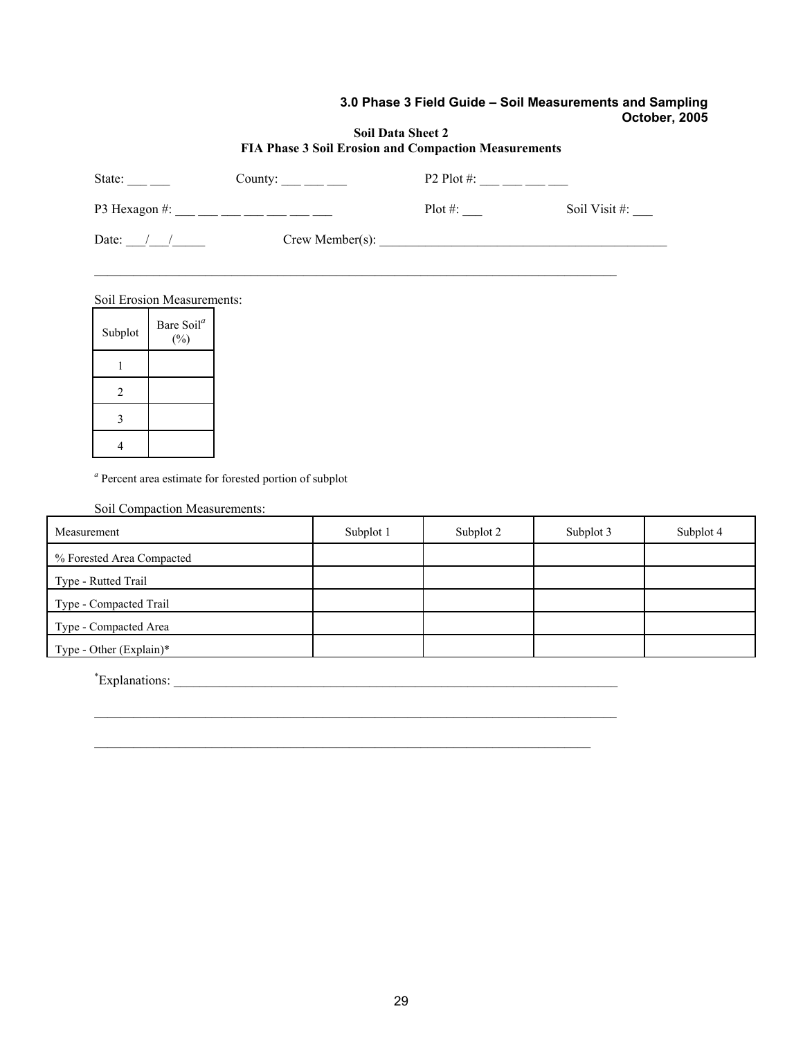**Soil Data Sheet 2**
**FIA Phase 3 Soil Erosion and Compaction Measurements**

State: ___ ___ County: ___ ___ ___ P2 Plot #: ___ ___ ___ ___

P3 Hexagon #: ___ ___ ___ ___ ___ ___ ___ Plot #: ___ Soil Visit #: ___

Date: ___/___/_____ Crew Member(s): ____________________________________________

_________________________________________________________________________________

Soil Erosion Measurements:

| Subplot | Bare Soil[a] (%) |
|---|---|
| 1 | |
| 2 | |
| 3 | |
| 4 | |

[a] Percent area estimate for forested portion of subplot

Soil Compaction Measurements:

| Measurement | Subplot 1 | Subplot 2 | Subplot 3 | Subplot 4 |
|---|---|---|---|---|
| % Forested Area Compacted | | | | |
| Type - Rutted Trail | | | | |
| Type - Compacted Trail | | | | |
| Type - Compacted Area | | | | |
| Type - Other (Explain)* | | | | |

*Explanations: _______________________________________________________________________

_________________________________________________________________________________

_______________________________________________________________________________